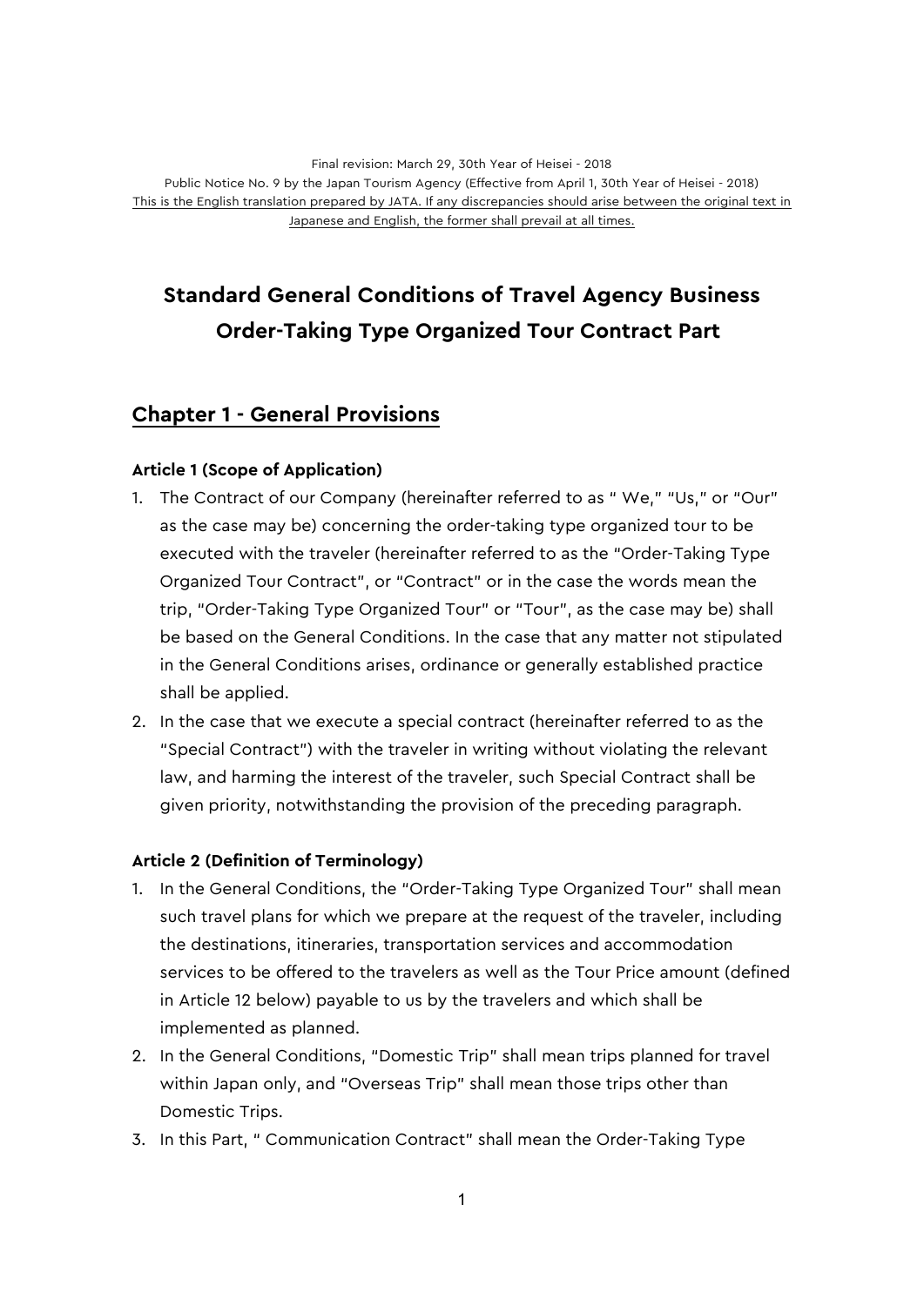Final revision: March 29, 30th Year of Heisei - 2018

Public Notice No. 9 by the Japan Tourism Agency (Effective from April 1, 30th Year of Heisei - 2018)

This is the English translation prepared by JATA. If any discrepancies should arise between the original text in Japanese and English, the former shall prevail at all times.

# Standard General Conditions of Travel Agency Business
# Order-Taking Type Organized Tour Contract Part

## Chapter 1 - General Provisions

### Article 1 (Scope of Application)

1. The Contract of our Company (hereinafter referred to as " We," "Us," or "Our" as the case may be) concerning the order-taking type organized tour to be executed with the traveler (hereinafter referred to as the "Order-Taking Type Organized Tour Contract", or "Contract" or in the case the words mean the trip, "Order-Taking Type Organized Tour" or "Tour", as the case may be) shall be based on the General Conditions. In the case that any matter not stipulated in the General Conditions arises, ordinance or generally established practice shall be applied.
2. In the case that we execute a special contract (hereinafter referred to as the "Special Contract") with the traveler in writing without violating the relevant law, and harming the interest of the traveler, such Special Contract shall be given priority, notwithstanding the provision of the preceding paragraph.

### Article 2 (Definition of Terminology)

1. In the General Conditions, the "Order-Taking Type Organized Tour" shall mean such travel plans for which we prepare at the request of the traveler, including the destinations, itineraries, transportation services and accommodation services to be offered to the travelers as well as the Tour Price amount (defined in Article 12 below) payable to us by the travelers and which shall be implemented as planned.
2. In the General Conditions, "Domestic Trip" shall mean trips planned for travel within Japan only, and "Overseas Trip" shall mean those trips other than Domestic Trips.
3. In this Part, " Communication Contract" shall mean the Order-Taking Type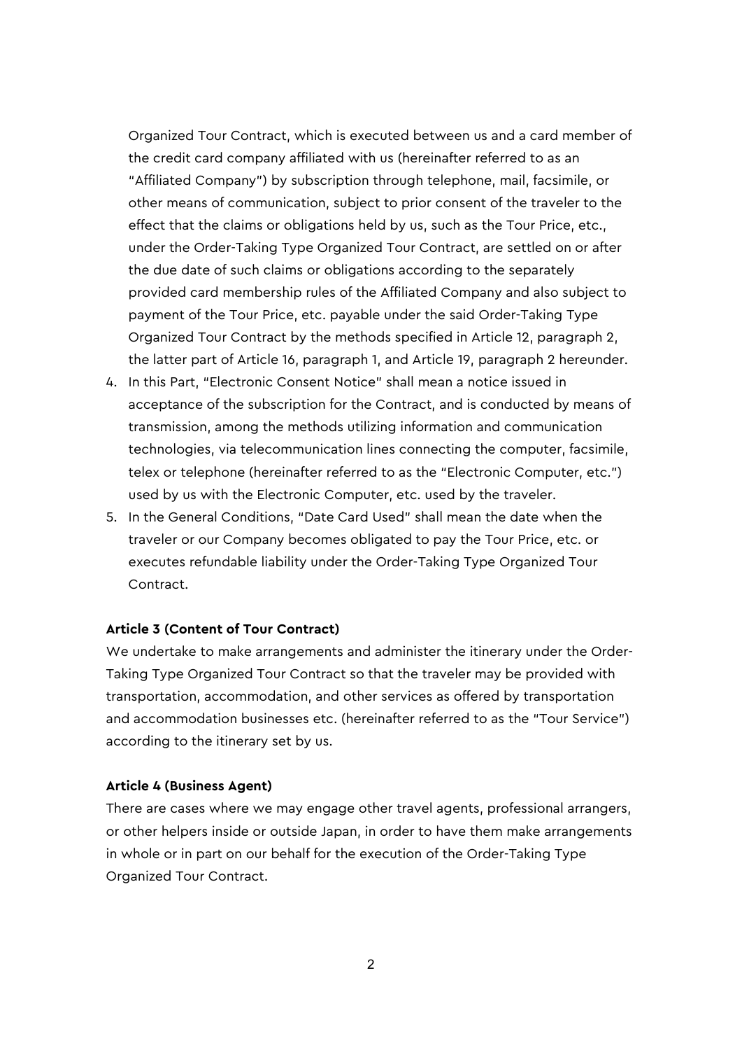Organized Tour Contract, which is executed between us and a card member of the credit card company affiliated with us (hereinafter referred to as an "Affiliated Company") by subscription through telephone, mail, facsimile, or other means of communication, subject to prior consent of the traveler to the effect that the claims or obligations held by us, such as the Tour Price, etc., under the Order-Taking Type Organized Tour Contract, are settled on or after the due date of such claims or obligations according to the separately provided card membership rules of the Affiliated Company and also subject to payment of the Tour Price, etc. payable under the said Order-Taking Type Organized Tour Contract by the methods specified in Article 12, paragraph 2, the latter part of Article 16, paragraph 1, and Article 19, paragraph 2 hereunder.

4. In this Part, "Electronic Consent Notice" shall mean a notice issued in acceptance of the subscription for the Contract, and is conducted by means of transmission, among the methods utilizing information and communication technologies, via telecommunication lines connecting the computer, facsimile, telex or telephone (hereinafter referred to as the "Electronic Computer, etc.") used by us with the Electronic Computer, etc. used by the traveler.
5. In the General Conditions, "Date Card Used" shall mean the date when the traveler or our Company becomes obligated to pay the Tour Price, etc. or executes refundable liability under the Order-Taking Type Organized Tour Contract.

**Article 3 (Content of Tour Contract)**

We undertake to make arrangements and administer the itinerary under the Order-Taking Type Organized Tour Contract so that the traveler may be provided with transportation, accommodation, and other services as offered by transportation and accommodation businesses etc. (hereinafter referred to as the "Tour Service") according to the itinerary set by us.

**Article 4 (Business Agent)**

There are cases where we may engage other travel agents, professional arrangers, or other helpers inside or outside Japan, in order to have them make arrangements in whole or in part on our behalf for the execution of the Order-Taking Type Organized Tour Contract.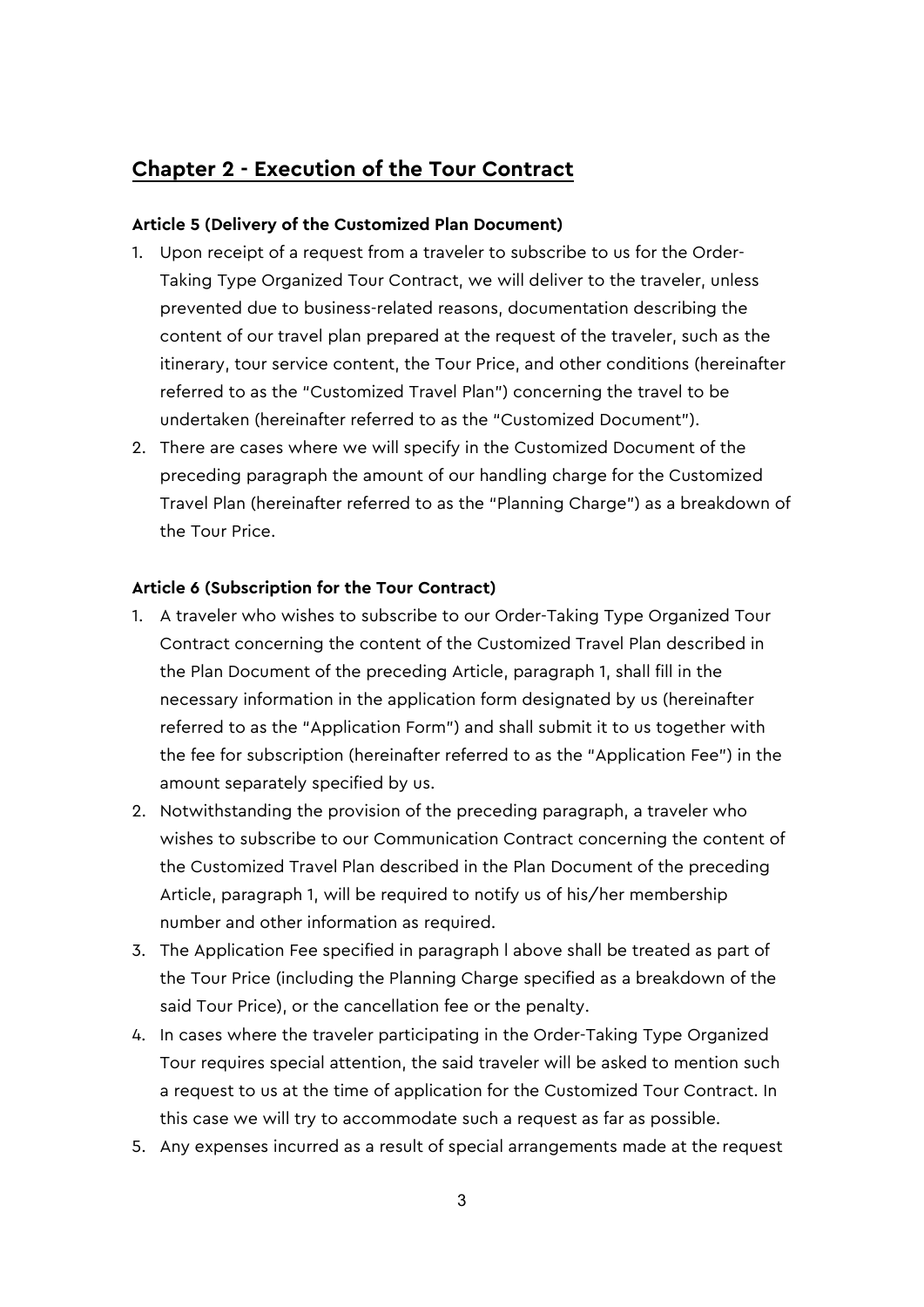## Chapter 2 - Execution of the Tour Contract

**Article 5 (Delivery of the Customized Plan Document)**

1. Upon receipt of a request from a traveler to subscribe to us for the Order-Taking Type Organized Tour Contract, we will deliver to the traveler, unless prevented due to business-related reasons, documentation describing the content of our travel plan prepared at the request of the traveler, such as the itinerary, tour service content, the Tour Price, and other conditions (hereinafter referred to as the "Customized Travel Plan") concerning the travel to be undertaken (hereinafter referred to as the "Customized Document").
2. There are cases where we will specify in the Customized Document of the preceding paragraph the amount of our handling charge for the Customized Travel Plan (hereinafter referred to as the "Planning Charge") as a breakdown of the Tour Price.

**Article 6 (Subscription for the Tour Contract)**

1. A traveler who wishes to subscribe to our Order-Taking Type Organized Tour Contract concerning the content of the Customized Travel Plan described in the Plan Document of the preceding Article, paragraph 1, shall fill in the necessary information in the application form designated by us (hereinafter referred to as the "Application Form") and shall submit it to us together with the fee for subscription (hereinafter referred to as the "Application Fee") in the amount separately specified by us.
2. Notwithstanding the provision of the preceding paragraph, a traveler who wishes to subscribe to our Communication Contract concerning the content of the Customized Travel Plan described in the Plan Document of the preceding Article, paragraph 1, will be required to notify us of his/her membership number and other information as required.
3. The Application Fee specified in paragraph l above shall be treated as part of the Tour Price (including the Planning Charge specified as a breakdown of the said Tour Price), or the cancellation fee or the penalty.
4. In cases where the traveler participating in the Order-Taking Type Organized Tour requires special attention, the said traveler will be asked to mention such a request to us at the time of application for the Customized Tour Contract. In this case we will try to accommodate such a request as far as possible.
5. Any expenses incurred as a result of special arrangements made at the request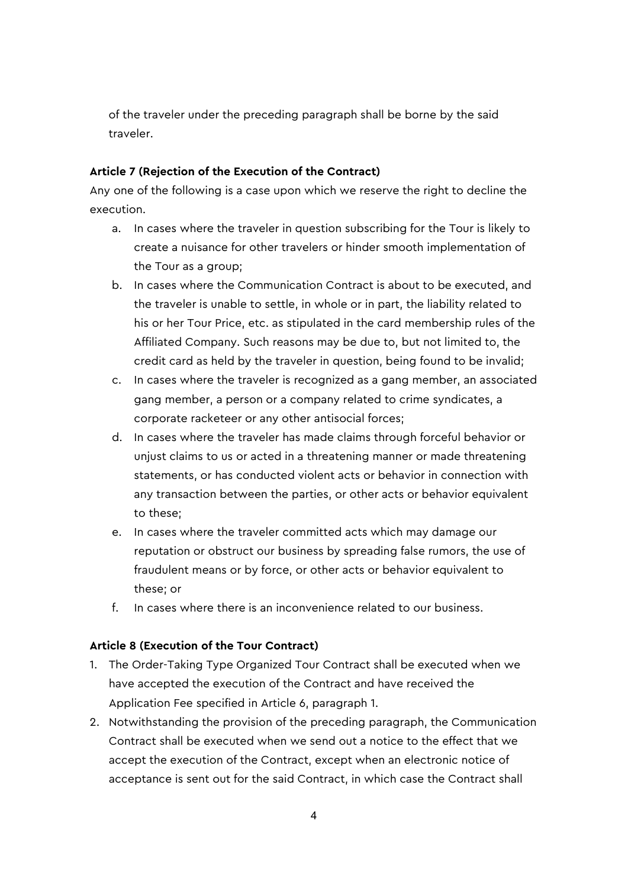of the traveler under the preceding paragraph shall be borne by the said traveler.

**Article 7 (Rejection of the Execution of the Contract)**

Any one of the following is a case upon which we reserve the right to decline the execution.

a. In cases where the traveler in question subscribing for the Tour is likely to create a nuisance for other travelers or hinder smooth implementation of the Tour as a group;
b. In cases where the Communication Contract is about to be executed, and the traveler is unable to settle, in whole or in part, the liability related to his or her Tour Price, etc. as stipulated in the card membership rules of the Affiliated Company. Such reasons may be due to, but not limited to, the credit card as held by the traveler in question, being found to be invalid;
c. In cases where the traveler is recognized as a gang member, an associated gang member, a person or a company related to crime syndicates, a corporate racketeer or any other antisocial forces;
d. In cases where the traveler has made claims through forceful behavior or unjust claims to us or acted in a threatening manner or made threatening statements, or has conducted violent acts or behavior in connection with any transaction between the parties, or other acts or behavior equivalent to these;
e. In cases where the traveler committed acts which may damage our reputation or obstruct our business by spreading false rumors, the use of fraudulent means or by force, or other acts or behavior equivalent to these; or
f. In cases where there is an inconvenience related to our business.

**Article 8 (Execution of the Tour Contract)**

1. The Order-Taking Type Organized Tour Contract shall be executed when we have accepted the execution of the Contract and have received the Application Fee specified in Article 6, paragraph 1.
2. Notwithstanding the provision of the preceding paragraph, the Communication Contract shall be executed when we send out a notice to the effect that we accept the execution of the Contract, except when an electronic notice of acceptance is sent out for the said Contract, in which case the Contract shall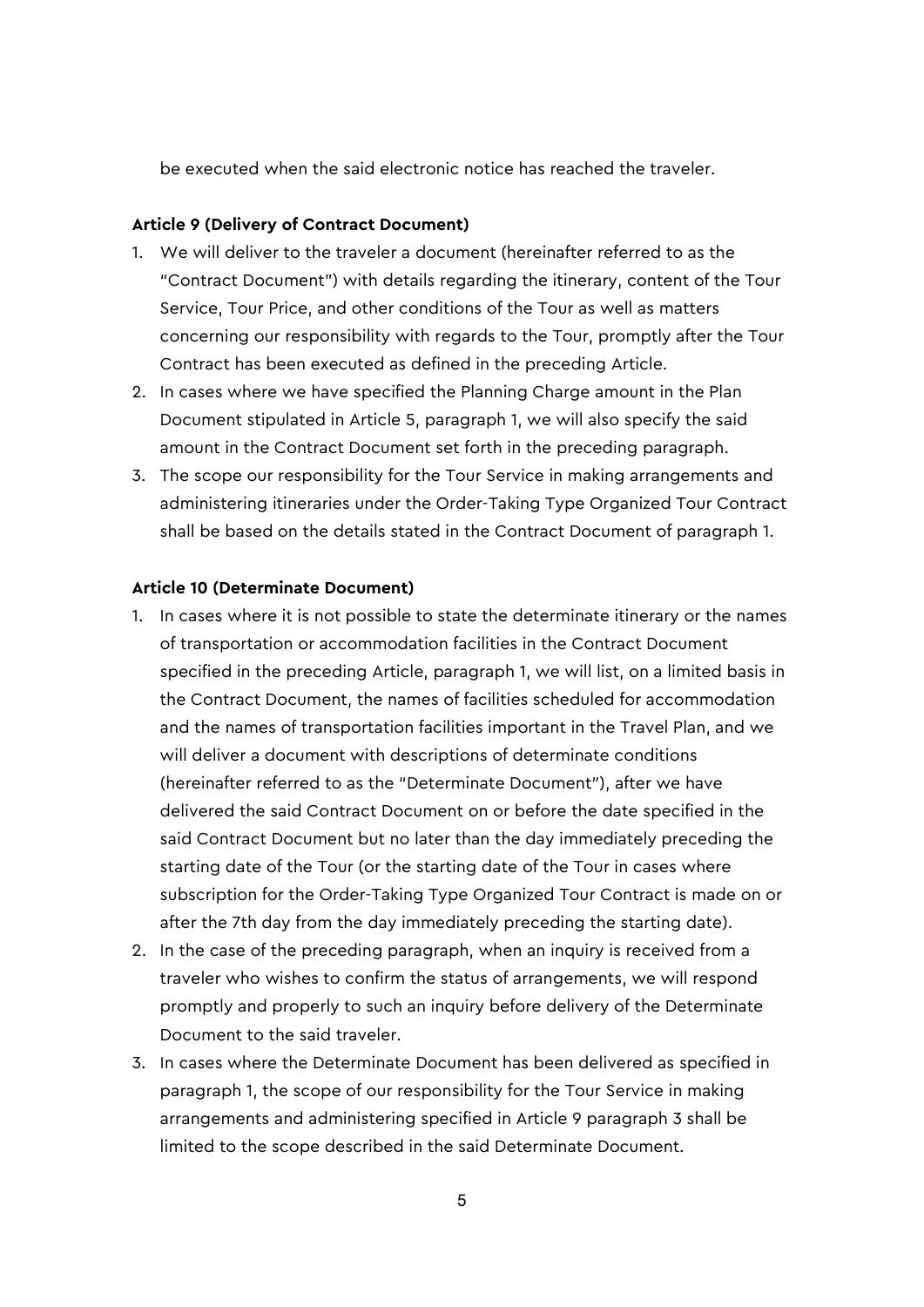be executed when the said electronic notice has reached the traveler.

**Article 9 (Delivery of Contract Document)**

1. We will deliver to the traveler a document (hereinafter referred to as the "Contract Document") with details regarding the itinerary, content of the Tour Service, Tour Price, and other conditions of the Tour as well as matters concerning our responsibility with regards to the Tour, promptly after the Tour Contract has been executed as defined in the preceding Article.
2. In cases where we have specified the Planning Charge amount in the Plan Document stipulated in Article 5, paragraph 1, we will also specify the said amount in the Contract Document set forth in the preceding paragraph.
3. The scope our responsibility for the Tour Service in making arrangements and administering itineraries under the Order-Taking Type Organized Tour Contract shall be based on the details stated in the Contract Document of paragraph 1.

**Article 10 (Determinate Document)**

1. In cases where it is not possible to state the determinate itinerary or the names of transportation or accommodation facilities in the Contract Document specified in the preceding Article, paragraph 1, we will list, on a limited basis in the Contract Document, the names of facilities scheduled for accommodation and the names of transportation facilities important in the Travel Plan, and we will deliver a document with descriptions of determinate conditions (hereinafter referred to as the "Determinate Document"), after we have delivered the said Contract Document on or before the date specified in the said Contract Document but no later than the day immediately preceding the starting date of the Tour (or the starting date of the Tour in cases where subscription for the Order-Taking Type Organized Tour Contract is made on or after the 7th day from the day immediately preceding the starting date).
2. In the case of the preceding paragraph, when an inquiry is received from a traveler who wishes to confirm the status of arrangements, we will respond promptly and properly to such an inquiry before delivery of the Determinate Document to the said traveler.
3. In cases where the Determinate Document has been delivered as specified in paragraph 1, the scope of our responsibility for the Tour Service in making arrangements and administering specified in Article 9 paragraph 3 shall be limited to the scope described in the said Determinate Document.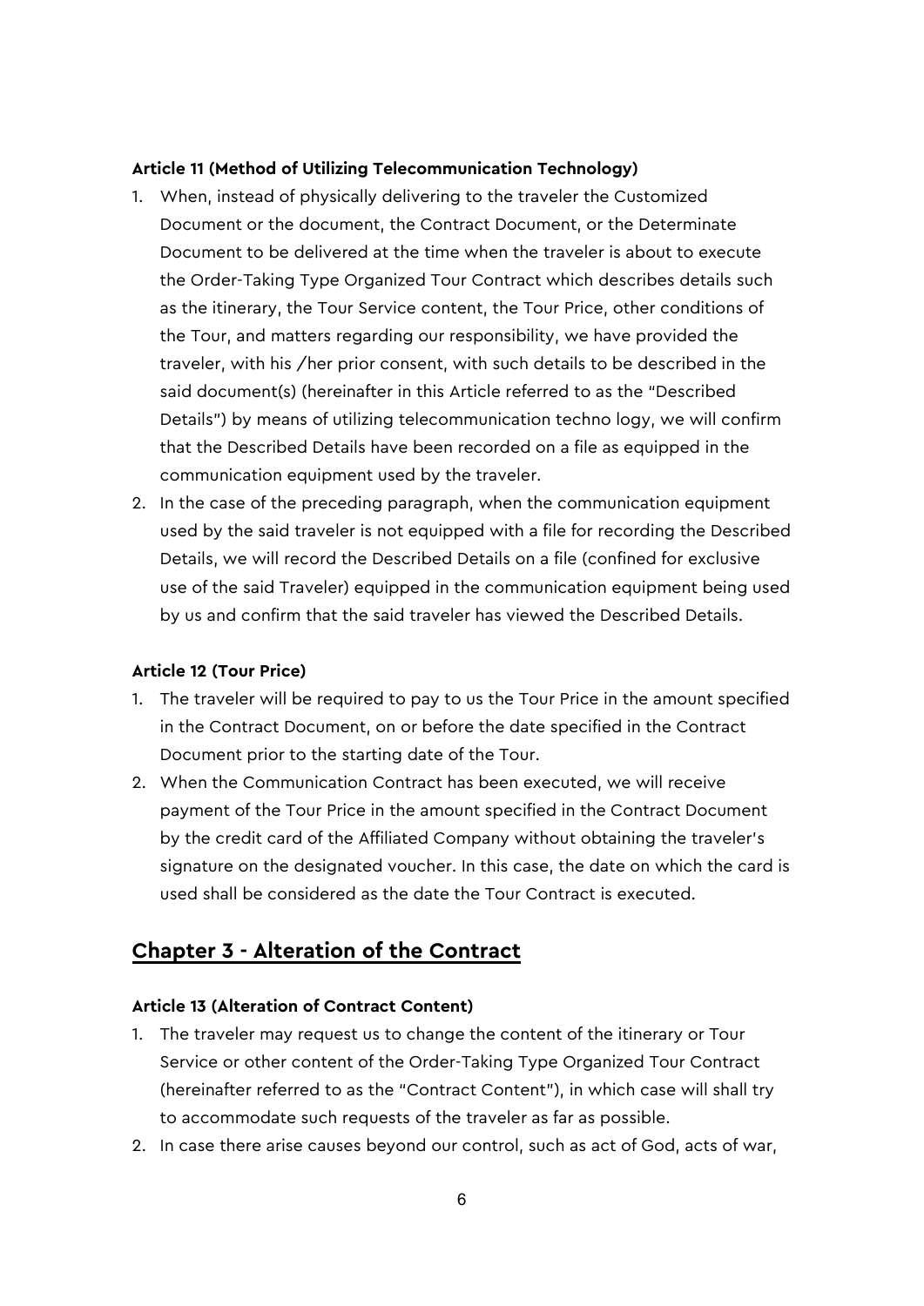#### Article 11 (Method of Utilizing Telecommunication Technology)

1. When, instead of physically delivering to the traveler the Customized Document or the document, the Contract Document, or the Determinate Document to be delivered at the time when the traveler is about to execute the Order-Taking Type Organized Tour Contract which describes details such as the itinerary, the Tour Service content, the Tour Price, other conditions of the Tour, and matters regarding our responsibility, we have provided the traveler, with his /her prior consent, with such details to be described in the said document(s) (hereinafter in this Article referred to as the "Described Details") by means of utilizing telecommunication techno logy, we will confirm that the Described Details have been recorded on a file as equipped in the communication equipment used by the traveler.
2. In the case of the preceding paragraph, when the communication equipment used by the said traveler is not equipped with a file for recording the Described Details, we will record the Described Details on a file (confined for exclusive use of the said Traveler) equipped in the communication equipment being used by us and confirm that the said traveler has viewed the Described Details.

#### Article 12 (Tour Price)

1. The traveler will be required to pay to us the Tour Price in the amount specified in the Contract Document, on or before the date specified in the Contract Document prior to the starting date of the Tour.
2. When the Communication Contract has been executed, we will receive payment of the Tour Price in the amount specified in the Contract Document by the credit card of the Affiliated Company without obtaining the traveler's signature on the designated voucher. In this case, the date on which the card is used shall be considered as the date the Tour Contract is executed.

## Chapter 3 - Alteration of the Contract

#### Article 13 (Alteration of Contract Content)

1. The traveler may request us to change the content of the itinerary or Tour Service or other content of the Order-Taking Type Organized Tour Contract (hereinafter referred to as the "Contract Content"), in which case will shall try to accommodate such requests of the traveler as far as possible.
2. In case there arise causes beyond our control, such as act of God, acts of war,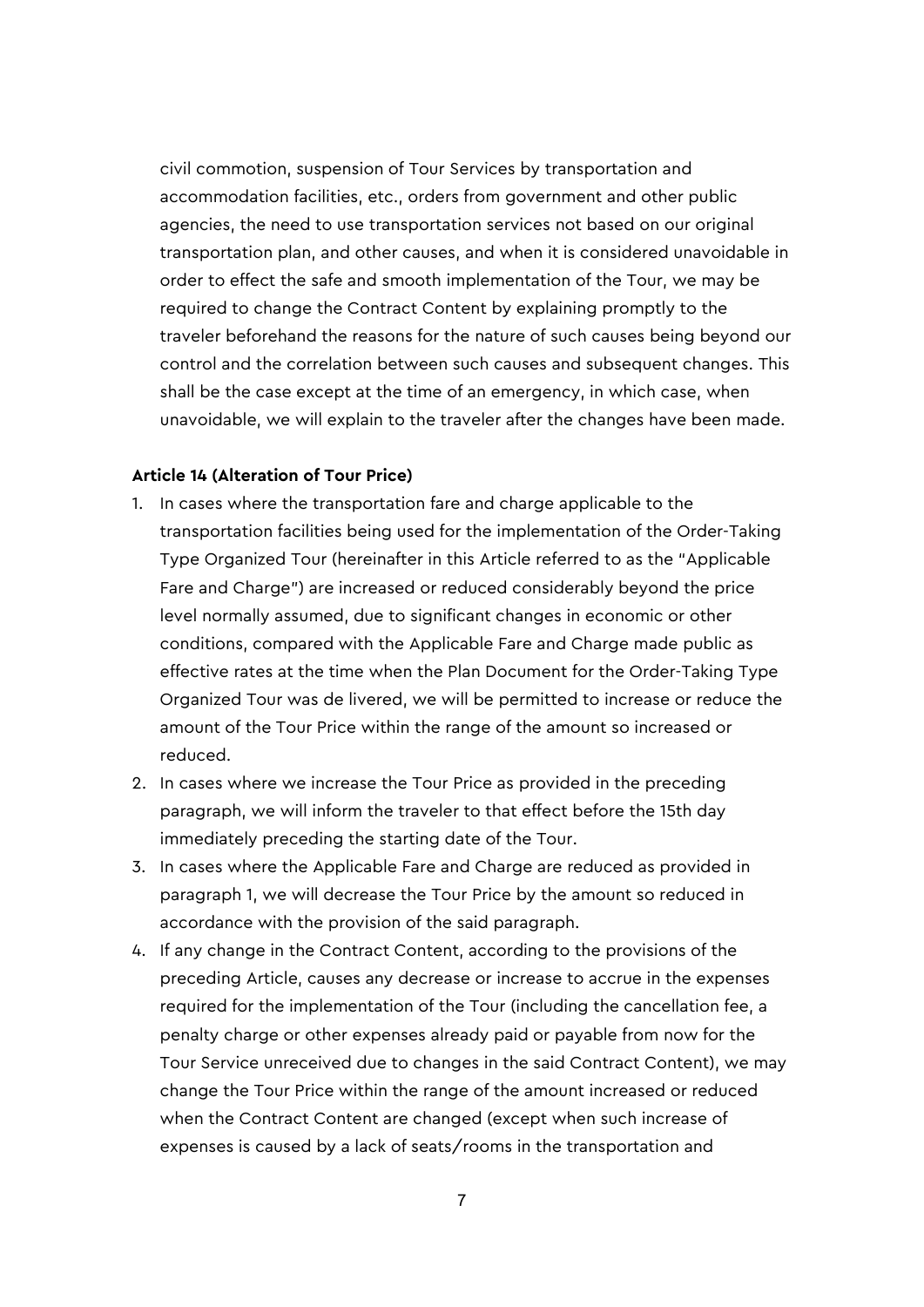civil commotion, suspension of Tour Services by transportation and accommodation facilities, etc., orders from government and other public agencies, the need to use transportation services not based on our original transportation plan, and other causes, and when it is considered unavoidable in order to effect the safe and smooth implementation of the Tour, we may be required to change the Contract Content by explaining promptly to the traveler beforehand the reasons for the nature of such causes being beyond our control and the correlation between such causes and subsequent changes. This shall be the case except at the time of an emergency, in which case, when unavoidable, we will explain to the traveler after the changes have been made.

**Article 14 (Alteration of Tour Price)**

1. In cases where the transportation fare and charge applicable to the transportation facilities being used for the implementation of the Order-Taking Type Organized Tour (hereinafter in this Article referred to as the "Applicable Fare and Charge") are increased or reduced considerably beyond the price level normally assumed, due to significant changes in economic or other conditions, compared with the Applicable Fare and Charge made public as effective rates at the time when the Plan Document for the Order-Taking Type Organized Tour was de livered, we will be permitted to increase or reduce the amount of the Tour Price within the range of the amount so increased or reduced.
2. In cases where we increase the Tour Price as provided in the preceding paragraph, we will inform the traveler to that effect before the 15th day immediately preceding the starting date of the Tour.
3. In cases where the Applicable Fare and Charge are reduced as provided in paragraph 1, we will decrease the Tour Price by the amount so reduced in accordance with the provision of the said paragraph.
4. If any change in the Contract Content, according to the provisions of the preceding Article, causes any decrease or increase to accrue in the expenses required for the implementation of the Tour (including the cancellation fee, a penalty charge or other expenses already paid or payable from now for the Tour Service unreceived due to changes in the said Contract Content), we may change the Tour Price within the range of the amount increased or reduced when the Contract Content are changed (except when such increase of expenses is caused by a lack of seats/rooms in the transportation and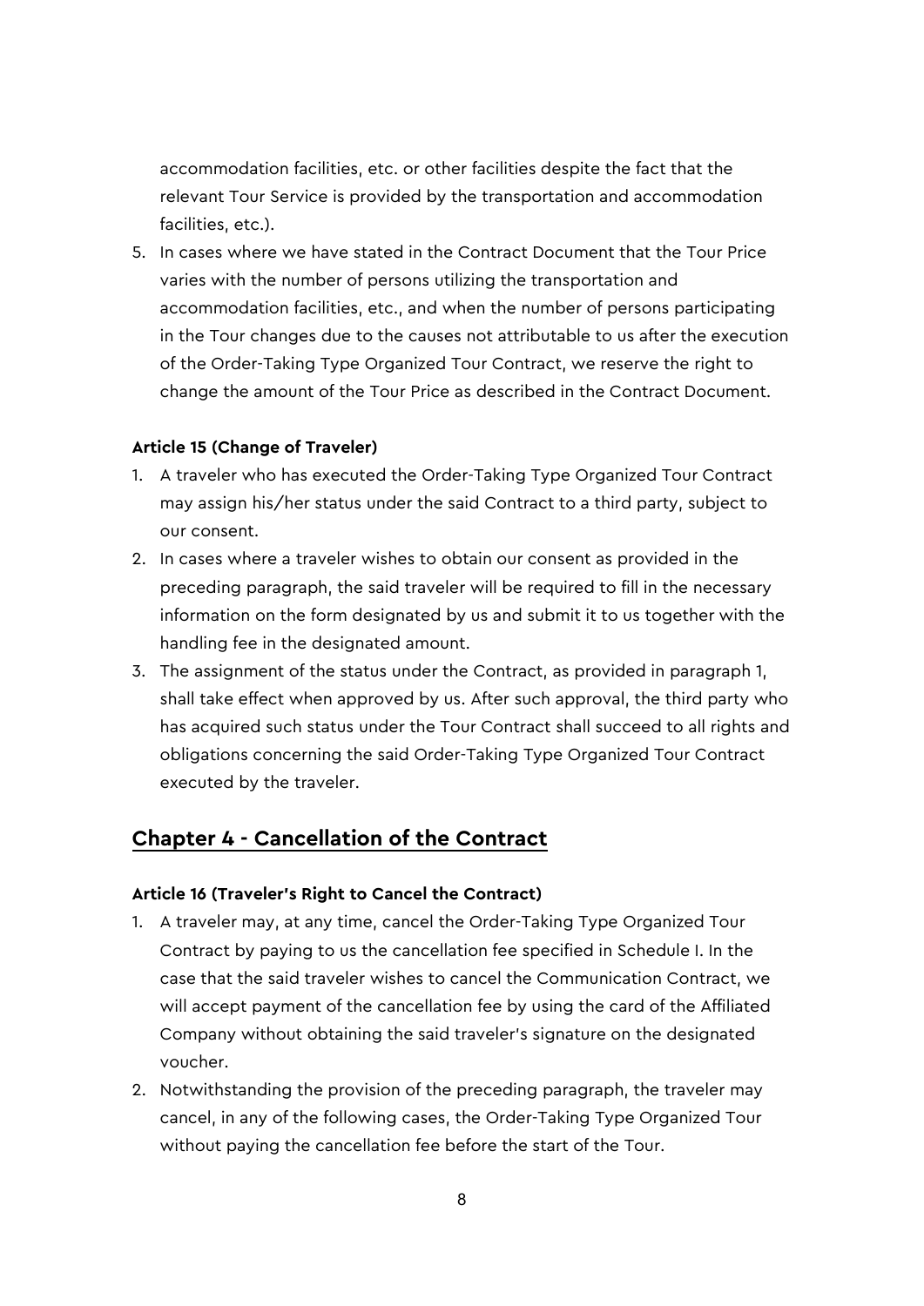accommodation facilities, etc. or other facilities despite the fact that the relevant Tour Service is provided by the transportation and accommodation facilities, etc.).

5. In cases where we have stated in the Contract Document that the Tour Price varies with the number of persons utilizing the transportation and accommodation facilities, etc., and when the number of persons participating in the Tour changes due to the causes not attributable to us after the execution of the Order-Taking Type Organized Tour Contract, we reserve the right to change the amount of the Tour Price as described in the Contract Document.

#### Article 15 (Change of Traveler)

1. A traveler who has executed the Order-Taking Type Organized Tour Contract may assign his/her status under the said Contract to a third party, subject to our consent.
2. In cases where a traveler wishes to obtain our consent as provided in the preceding paragraph, the said traveler will be required to fill in the necessary information on the form designated by us and submit it to us together with the handling fee in the designated amount.
3. The assignment of the status under the Contract, as provided in paragraph 1, shall take effect when approved by us. After such approval, the third party who has acquired such status under the Tour Contract shall succeed to all rights and obligations concerning the said Order-Taking Type Organized Tour Contract executed by the traveler.

## Chapter 4 - Cancellation of the Contract

#### Article 16 (Traveler's Right to Cancel the Contract)

1. A traveler may, at any time, cancel the Order-Taking Type Organized Tour Contract by paying to us the cancellation fee specified in Schedule I. In the case that the said traveler wishes to cancel the Communication Contract, we will accept payment of the cancellation fee by using the card of the Affiliated Company without obtaining the said traveler's signature on the designated voucher.
2. Notwithstanding the provision of the preceding paragraph, the traveler may cancel, in any of the following cases, the Order-Taking Type Organized Tour without paying the cancellation fee before the start of the Tour.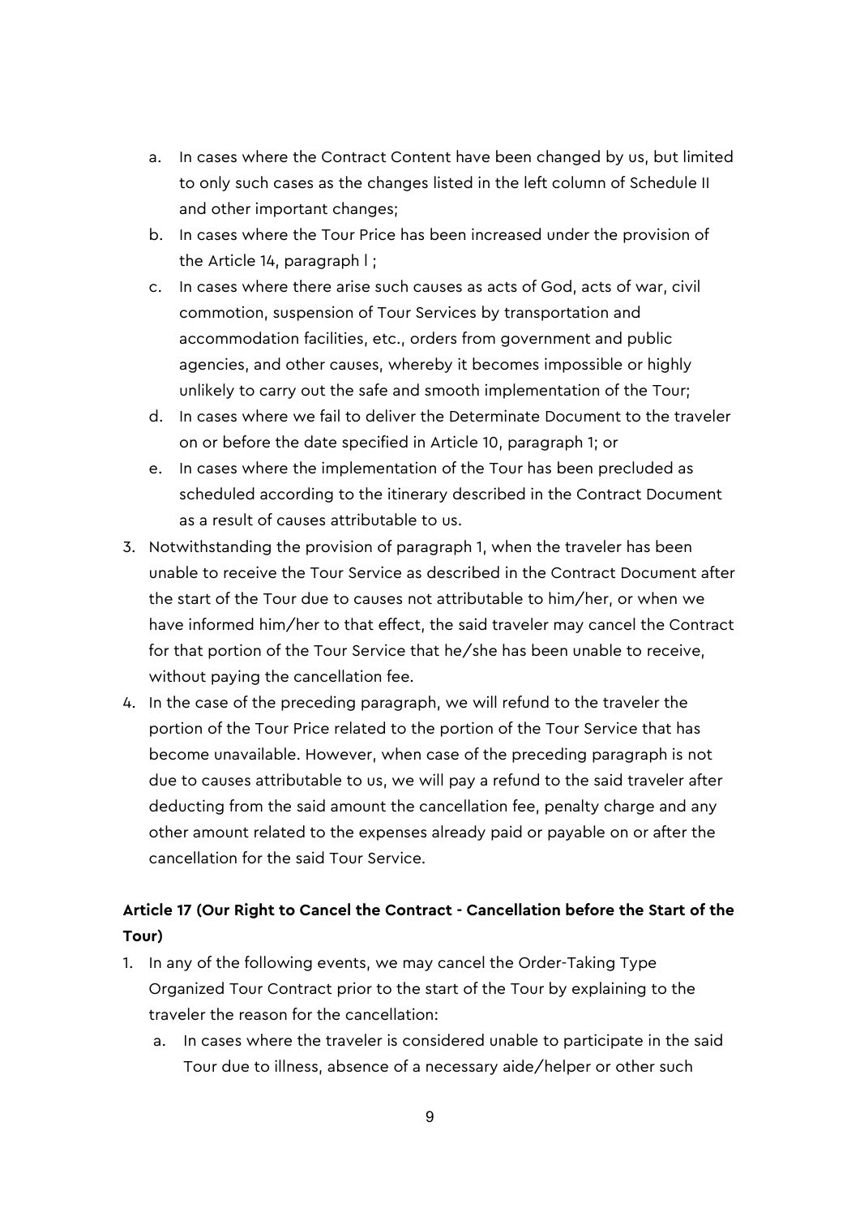a. In cases where the Contract Content have been changed by us, but limited to only such cases as the changes listed in the left column of Schedule II and other important changes;
   b. In cases where the Tour Price has been increased under the provision of the Article 14, paragraph l ;
   c. In cases where there arise such causes as acts of God, acts of war, civil commotion, suspension of Tour Services by transportation and accommodation facilities, etc., orders from government and public agencies, and other causes, whereby it becomes impossible or highly unlikely to carry out the safe and smooth implementation of the Tour;
   d. In cases where we fail to deliver the Determinate Document to the traveler on or before the date specified in Article 10, paragraph 1; or
   e. In cases where the implementation of the Tour has been precluded as scheduled according to the itinerary described in the Contract Document as a result of causes attributable to us.

3. Notwithstanding the provision of paragraph 1, when the traveler has been unable to receive the Tour Service as described in the Contract Document after the start of the Tour due to causes not attributable to him/her, or when we have informed him/her to that effect, the said traveler may cancel the Contract for that portion of the Tour Service that he/she has been unable to receive, without paying the cancellation fee.
4. In the case of the preceding paragraph, we will refund to the traveler the portion of the Tour Price related to the portion of the Tour Service that has become unavailable. However, when case of the preceding paragraph is not due to causes attributable to us, we will pay a refund to the said traveler after deducting from the said amount the cancellation fee, penalty charge and any other amount related to the expenses already paid or payable on or after the cancellation for the said Tour Service.

### Article 17 (Our Right to Cancel the Contract - Cancellation before the Start of the Tour)

1. In any of the following events, we may cancel the Order-Taking Type Organized Tour Contract prior to the start of the Tour by explaining to the traveler the reason for the cancellation:
   a. In cases where the traveler is considered unable to participate in the said Tour due to illness, absence of a necessary aide/helper or other such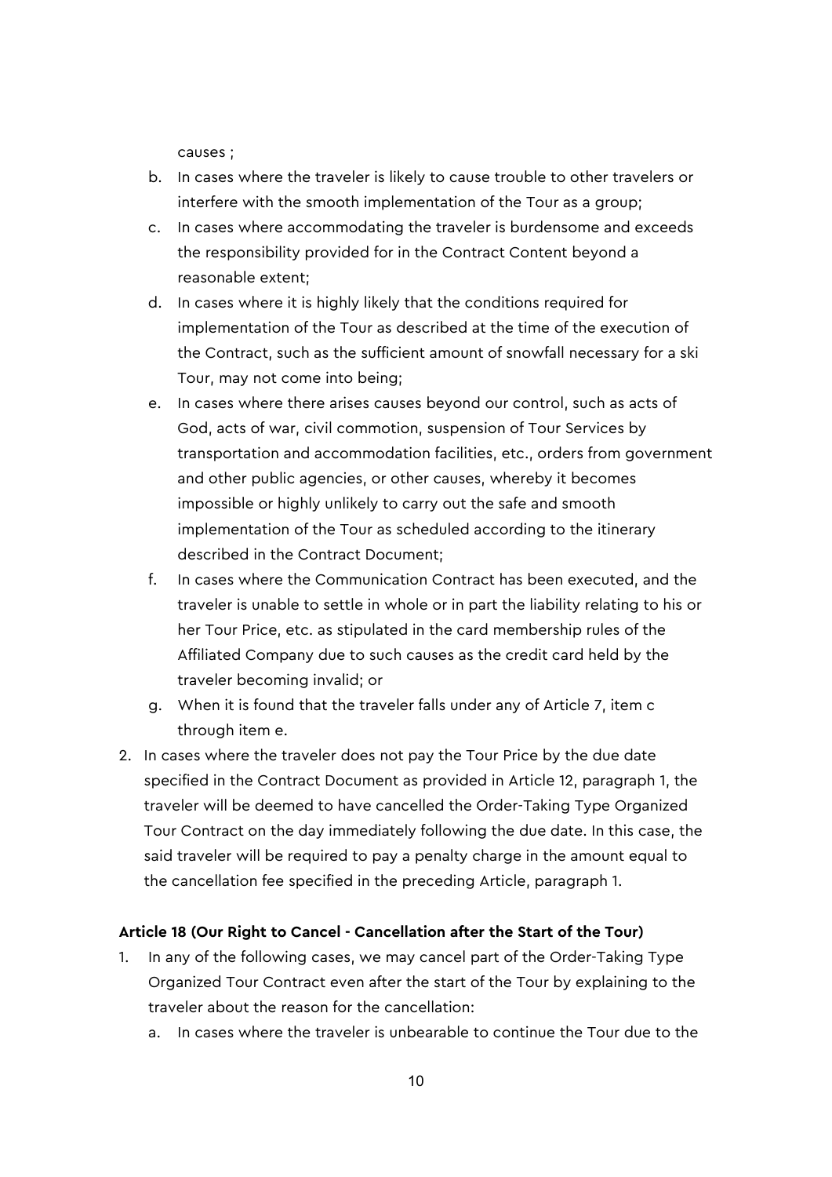causes ;

   b. In cases where the traveler is likely to cause trouble to other travelers or interfere with the smooth implementation of the Tour as a group;
   c. In cases where accommodating the traveler is burdensome and exceeds the responsibility provided for in the Contract Content beyond a reasonable extent;
   d. In cases where it is highly likely that the conditions required for implementation of the Tour as described at the time of the execution of the Contract, such as the sufficient amount of snowfall necessary for a ski Tour, may not come into being;
   e. In cases where there arises causes beyond our control, such as acts of God, acts of war, civil commotion, suspension of Tour Services by transportation and accommodation facilities, etc., orders from government and other public agencies, or other causes, whereby it becomes impossible or highly unlikely to carry out the safe and smooth implementation of the Tour as scheduled according to the itinerary described in the Contract Document;
   f. In cases where the Communication Contract has been executed, and the traveler is unable to settle in whole or in part the liability relating to his or her Tour Price, etc. as stipulated in the card membership rules of the Affiliated Company due to such causes as the credit card held by the traveler becoming invalid; or
   g. When it is found that the traveler falls under any of Article 7, item c through item e.

2. In cases where the traveler does not pay the Tour Price by the due date specified in the Contract Document as provided in Article 12, paragraph 1, the traveler will be deemed to have cancelled the Order-Taking Type Organized Tour Contract on the day immediately following the due date. In this case, the said traveler will be required to pay a penalty charge in the amount equal to the cancellation fee specified in the preceding Article, paragraph 1.

**Article 18 (Our Right to Cancel - Cancellation after the Start of the Tour)**

1. In any of the following cases, we may cancel part of the Order-Taking Type Organized Tour Contract even after the start of the Tour by explaining to the traveler about the reason for the cancellation:
   a. In cases where the traveler is unbearable to continue the Tour due to the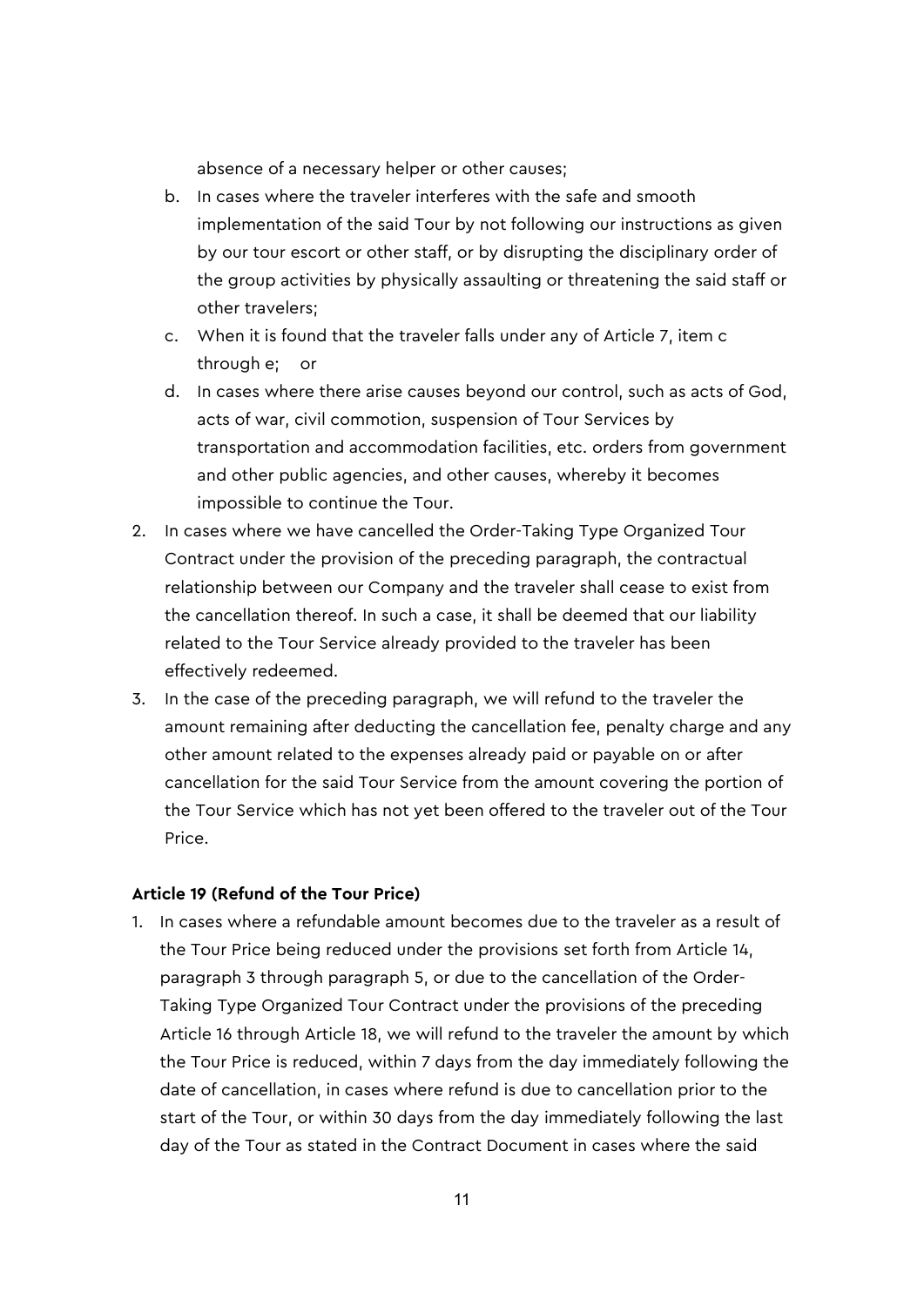absence of a necessary helper or other causes;

b. In cases where the traveler interferes with the safe and smooth implementation of the said Tour by not following our instructions as given by our tour escort or other staff, or by disrupting the disciplinary order of the group activities by physically assaulting or threatening the said staff or other travelers;
c. When it is found that the traveler falls under any of Article 7, item c through e; or
d. In cases where there arise causes beyond our control, such as acts of God, acts of war, civil commotion, suspension of Tour Services by transportation and accommodation facilities, etc. orders from government and other public agencies, and other causes, whereby it becomes impossible to continue the Tour.

2. In cases where we have cancelled the Order-Taking Type Organized Tour Contract under the provision of the preceding paragraph, the contractual relationship between our Company and the traveler shall cease to exist from the cancellation thereof. In such a case, it shall be deemed that our liability related to the Tour Service already provided to the traveler has been effectively redeemed.
3. In the case of the preceding paragraph, we will refund to the traveler the amount remaining after deducting the cancellation fee, penalty charge and any other amount related to the expenses already paid or payable on or after cancellation for the said Tour Service from the amount covering the portion of the Tour Service which has not yet been offered to the traveler out of the Tour Price.

**Article 19 (Refund of the Tour Price)**

1. In cases where a refundable amount becomes due to the traveler as a result of the Tour Price being reduced under the provisions set forth from Article 14, paragraph 3 through paragraph 5, or due to the cancellation of the Order-Taking Type Organized Tour Contract under the provisions of the preceding Article 16 through Article 18, we will refund to the traveler the amount by which the Tour Price is reduced, within 7 days from the day immediately following the date of cancellation, in cases where refund is due to cancellation prior to the start of the Tour, or within 30 days from the day immediately following the last day of the Tour as stated in the Contract Document in cases where the said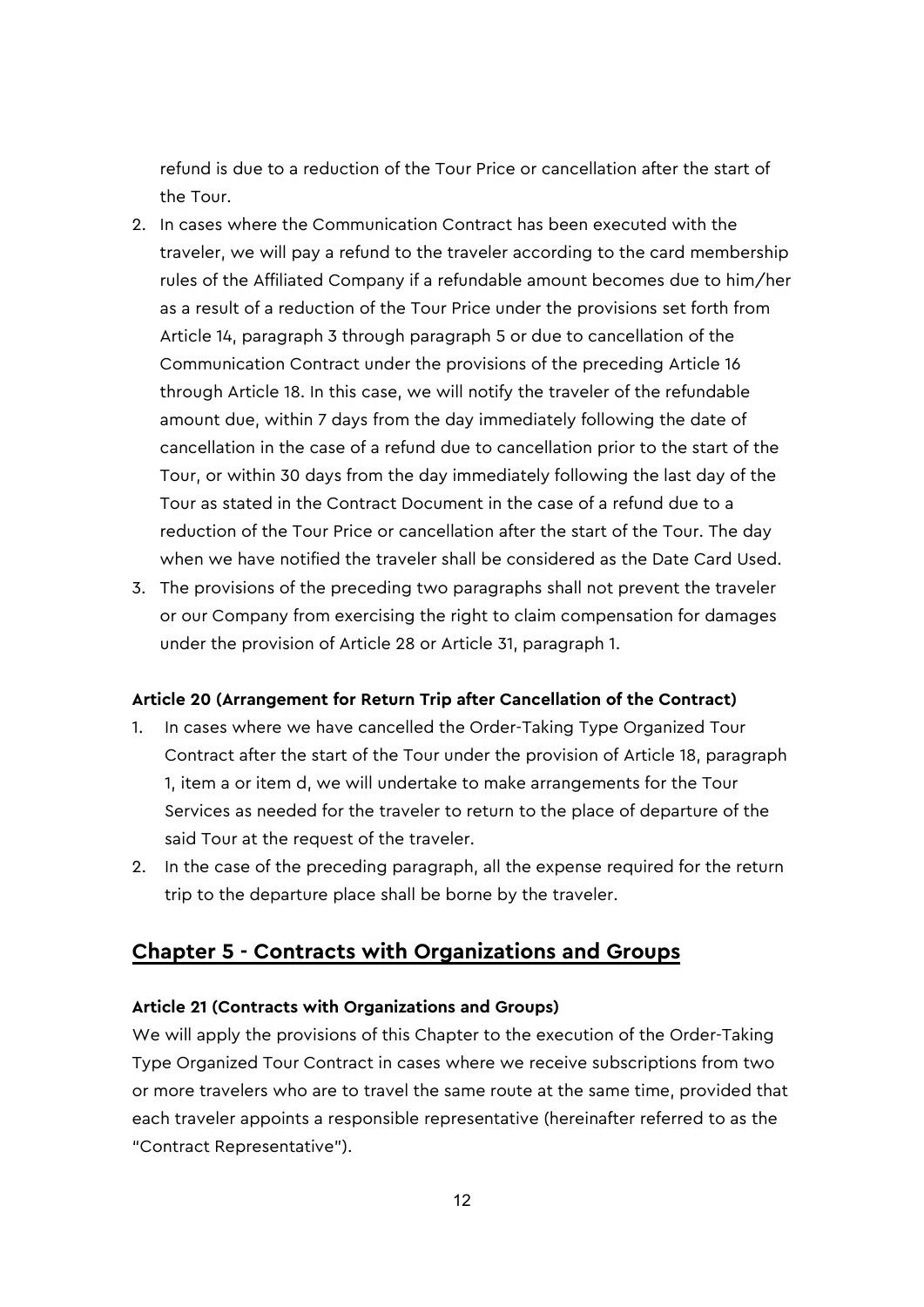refund is due to a reduction of the Tour Price or cancellation after the start of the Tour.

2. In cases where the Communication Contract has been executed with the traveler, we will pay a refund to the traveler according to the card membership rules of the Affiliated Company if a refundable amount becomes due to him/her as a result of a reduction of the Tour Price under the provisions set forth from Article 14, paragraph 3 through paragraph 5 or due to cancellation of the Communication Contract under the provisions of the preceding Article 16 through Article 18. In this case, we will notify the traveler of the refundable amount due, within 7 days from the day immediately following the date of cancellation in the case of a refund due to cancellation prior to the start of the Tour, or within 30 days from the day immediately following the last day of the Tour as stated in the Contract Document in the case of a refund due to a reduction of the Tour Price or cancellation after the start of the Tour. The day when we have notified the traveler shall be considered as the Date Card Used.
3. The provisions of the preceding two paragraphs shall not prevent the traveler or our Company from exercising the right to claim compensation for damages under the provision of Article 28 or Article 31, paragraph 1.

**Article 20 (Arrangement for Return Trip after Cancellation of the Contract)**

1. In cases where we have cancelled the Order-Taking Type Organized Tour Contract after the start of the Tour under the provision of Article 18, paragraph 1, item a or item d, we will undertake to make arrangements for the Tour Services as needed for the traveler to return to the place of departure of the said Tour at the request of the traveler.
2. In the case of the preceding paragraph, all the expense required for the return trip to the departure place shall be borne by the traveler.

## Chapter 5 - Contracts with Organizations and Groups

**Article 21 (Contracts with Organizations and Groups)**

We will apply the provisions of this Chapter to the execution of the Order-Taking Type Organized Tour Contract in cases where we receive subscriptions from two or more travelers who are to travel the same route at the same time, provided that each traveler appoints a responsible representative (hereinafter referred to as the "Contract Representative").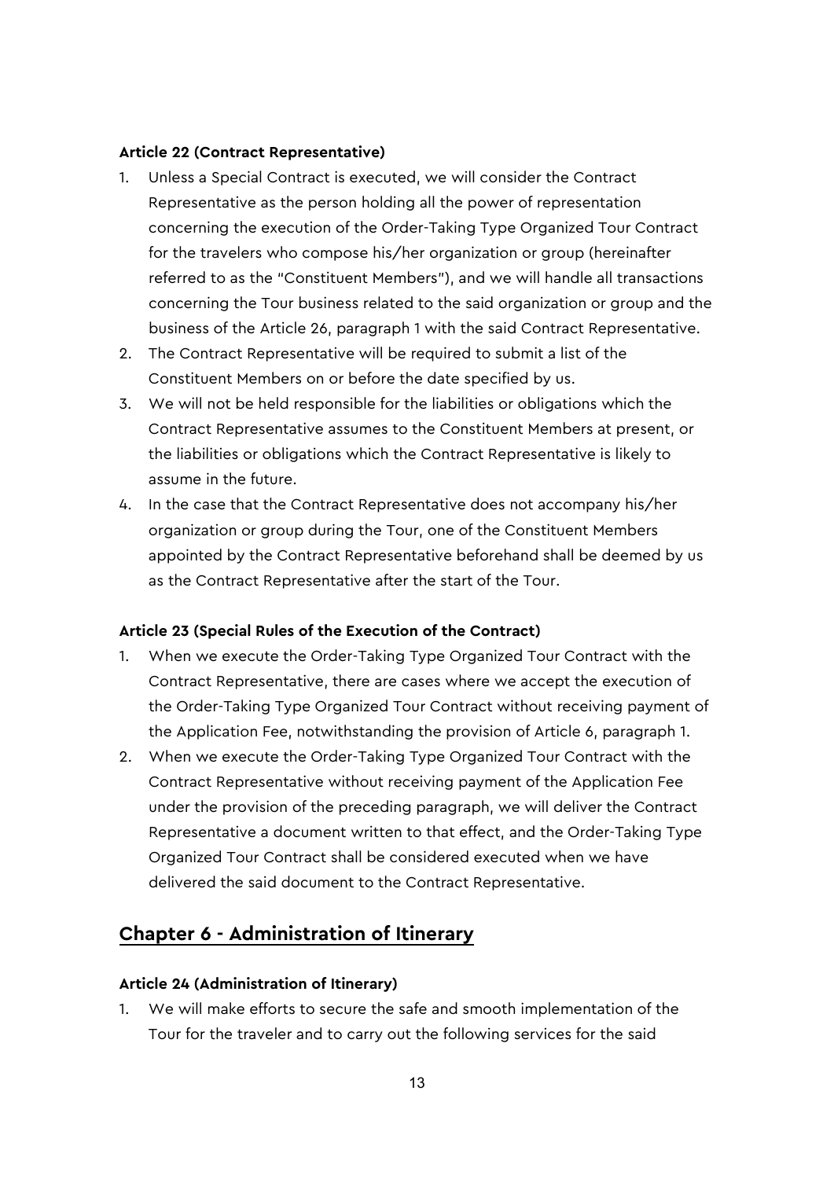**Article 22 (Contract Representative)**

1. Unless a Special Contract is executed, we will consider the Contract Representative as the person holding all the power of representation concerning the execution of the Order-Taking Type Organized Tour Contract for the travelers who compose his/her organization or group (hereinafter referred to as the "Constituent Members"), and we will handle all transactions concerning the Tour business related to the said organization or group and the business of the Article 26, paragraph 1 with the said Contract Representative.
2. The Contract Representative will be required to submit a list of the Constituent Members on or before the date specified by us.
3. We will not be held responsible for the liabilities or obligations which the Contract Representative assumes to the Constituent Members at present, or the liabilities or obligations which the Contract Representative is likely to assume in the future.
4. In the case that the Contract Representative does not accompany his/her organization or group during the Tour, one of the Constituent Members appointed by the Contract Representative beforehand shall be deemed by us as the Contract Representative after the start of the Tour.

**Article 23 (Special Rules of the Execution of the Contract)**

1. When we execute the Order-Taking Type Organized Tour Contract with the Contract Representative, there are cases where we accept the execution of the Order-Taking Type Organized Tour Contract without receiving payment of the Application Fee, notwithstanding the provision of Article 6, paragraph 1.
2. When we execute the Order-Taking Type Organized Tour Contract with the Contract Representative without receiving payment of the Application Fee under the provision of the preceding paragraph, we will deliver the Contract Representative a document written to that effect, and the Order-Taking Type Organized Tour Contract shall be considered executed when we have delivered the said document to the Contract Representative.

## Chapter 6 - Administration of Itinerary

**Article 24 (Administration of Itinerary)**

1. We will make efforts to secure the safe and smooth implementation of the Tour for the traveler and to carry out the following services for the said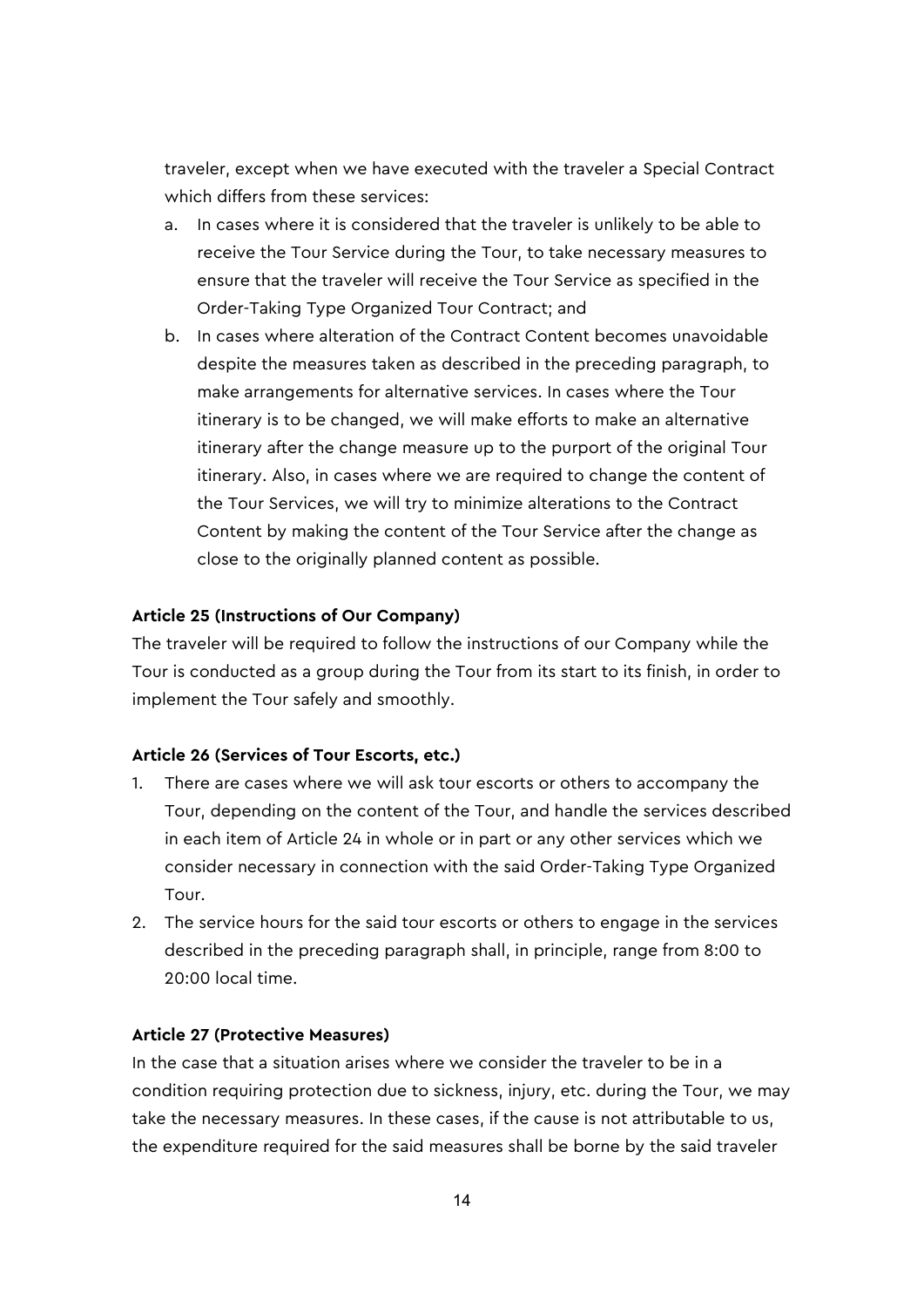traveler, except when we have executed with the traveler a Special Contract which differs from these services:

a. In cases where it is considered that the traveler is unlikely to be able to receive the Tour Service during the Tour, to take necessary measures to ensure that the traveler will receive the Tour Service as specified in the Order-Taking Type Organized Tour Contract; and
b. In cases where alteration of the Contract Content becomes unavoidable despite the measures taken as described in the preceding paragraph, to make arrangements for alternative services. In cases where the Tour itinerary is to be changed, we will make efforts to make an alternative itinerary after the change measure up to the purport of the original Tour itinerary. Also, in cases where we are required to change the content of the Tour Services, we will try to minimize alterations to the Contract Content by making the content of the Tour Service after the change as close to the originally planned content as possible.

**Article 25 (Instructions of Our Company)**

The traveler will be required to follow the instructions of our Company while the Tour is conducted as a group during the Tour from its start to its finish, in order to implement the Tour safely and smoothly.

**Article 26 (Services of Tour Escorts, etc.)**

1. There are cases where we will ask tour escorts or others to accompany the Tour, depending on the content of the Tour, and handle the services described in each item of Article 24 in whole or in part or any other services which we consider necessary in connection with the said Order-Taking Type Organized Tour.
2. The service hours for the said tour escorts or others to engage in the services described in the preceding paragraph shall, in principle, range from 8:00 to 20:00 local time.

**Article 27 (Protective Measures)**

In the case that a situation arises where we consider the traveler to be in a condition requiring protection due to sickness, injury, etc. during the Tour, we may take the necessary measures. In these cases, if the cause is not attributable to us, the expenditure required for the said measures shall be borne by the said traveler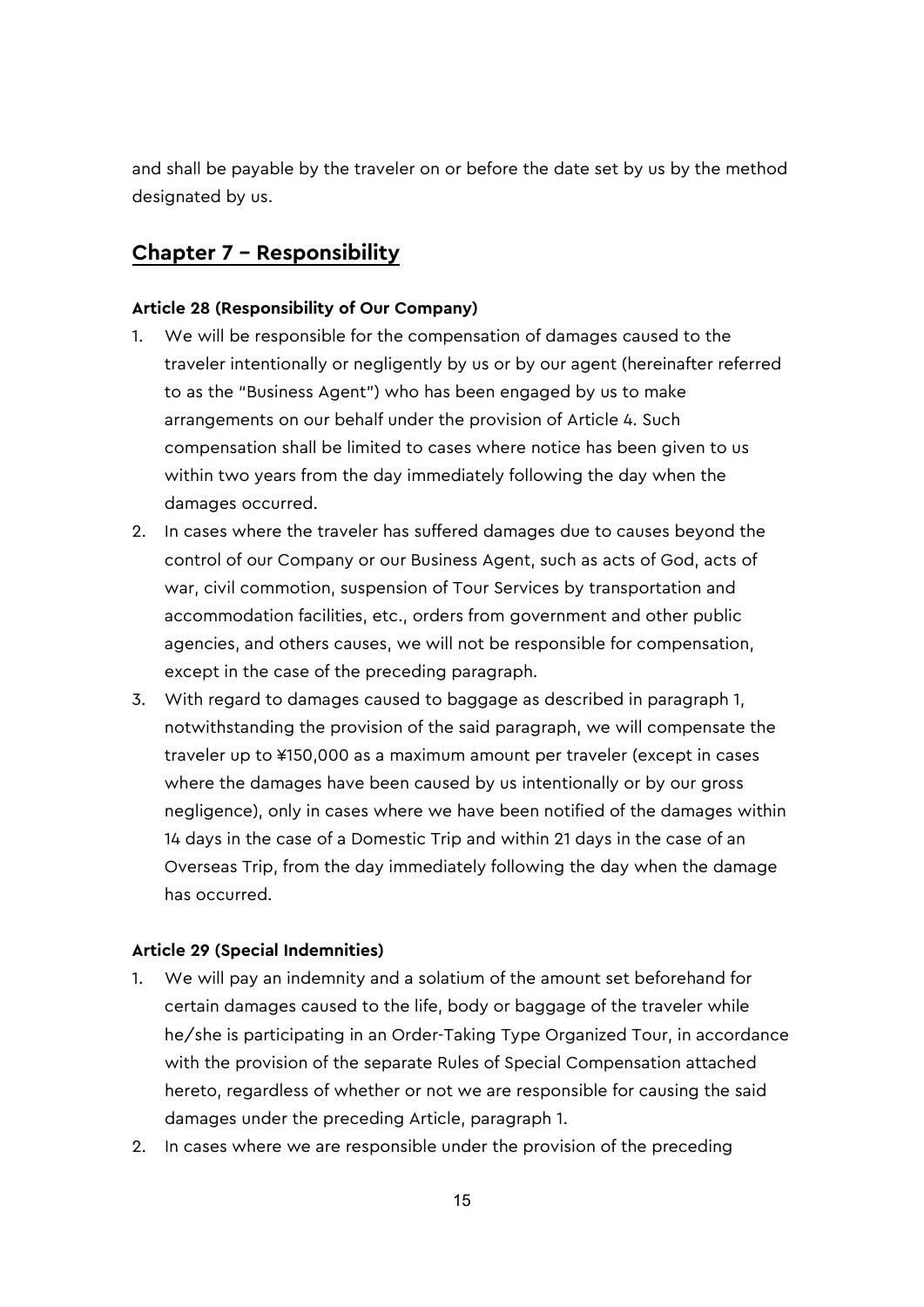and shall be payable by the traveler on or before the date set by us by the method designated by us.

## Chapter 7 – Responsibility

#### Article 28 (Responsibility of Our Company)

1. We will be responsible for the compensation of damages caused to the traveler intentionally or negligently by us or by our agent (hereinafter referred to as the "Business Agent") who has been engaged by us to make arrangements on our behalf under the provision of Article 4. Such compensation shall be limited to cases where notice has been given to us within two years from the day immediately following the day when the damages occurred.
2. In cases where the traveler has suffered damages due to causes beyond the control of our Company or our Business Agent, such as acts of God, acts of war, civil commotion, suspension of Tour Services by transportation and accommodation facilities, etc., orders from government and other public agencies, and others causes, we will not be responsible for compensation, except in the case of the preceding paragraph.
3. With regard to damages caused to baggage as described in paragraph 1, notwithstanding the provision of the said paragraph, we will compensate the traveler up to ¥150,000 as a maximum amount per traveler (except in cases where the damages have been caused by us intentionally or by our gross negligence), only in cases where we have been notified of the damages within 14 days in the case of a Domestic Trip and within 21 days in the case of an Overseas Trip, from the day immediately following the day when the damage has occurred.

#### Article 29 (Special Indemnities)

1. We will pay an indemnity and a solatium of the amount set beforehand for certain damages caused to the life, body or baggage of the traveler while he/she is participating in an Order-Taking Type Organized Tour, in accordance with the provision of the separate Rules of Special Compensation attached hereto, regardless of whether or not we are responsible for causing the said damages under the preceding Article, paragraph 1.
2. In cases where we are responsible under the provision of the preceding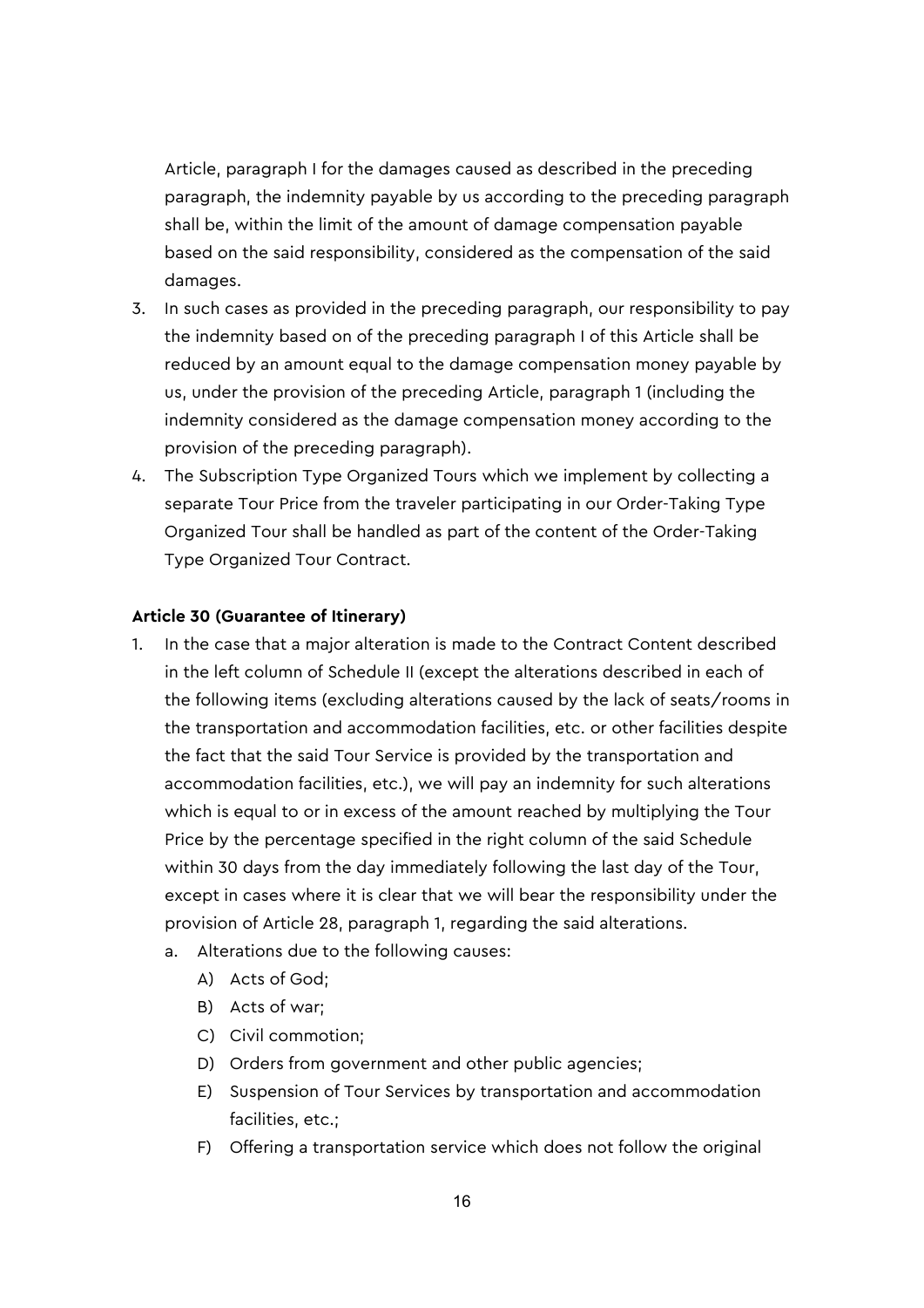Article, paragraph I for the damages caused as described in the preceding paragraph, the indemnity payable by us according to the preceding paragraph shall be, within the limit of the amount of damage compensation payable based on the said responsibility, considered as the compensation of the said damages.

3. In such cases as provided in the preceding paragraph, our responsibility to pay the indemnity based on of the preceding paragraph I of this Article shall be reduced by an amount equal to the damage compensation money payable by us, under the provision of the preceding Article, paragraph 1 (including the indemnity considered as the damage compensation money according to the provision of the preceding paragraph).
4. The Subscription Type Organized Tours which we implement by collecting a separate Tour Price from the traveler participating in our Order-Taking Type Organized Tour shall be handled as part of the content of the Order-Taking Type Organized Tour Contract.

**Article 30 (Guarantee of Itinerary)**

1. In the case that a major alteration is made to the Contract Content described in the left column of Schedule II (except the alterations described in each of the following items (excluding alterations caused by the lack of seats/rooms in the transportation and accommodation facilities, etc. or other facilities despite the fact that the said Tour Service is provided by the transportation and accommodation facilities, etc.), we will pay an indemnity for such alterations which is equal to or in excess of the amount reached by multiplying the Tour Price by the percentage specified in the right column of the said Schedule within 30 days from the day immediately following the last day of the Tour, except in cases where it is clear that we will bear the responsibility under the provision of Article 28, paragraph 1, regarding the said alterations.
   a. Alterations due to the following causes:
      A) Acts of God;
      B) Acts of war;
      C) Civil commotion;
      D) Orders from government and other public agencies;
      E) Suspension of Tour Services by transportation and accommodation facilities, etc.;
      F) Offering a transportation service which does not follow the original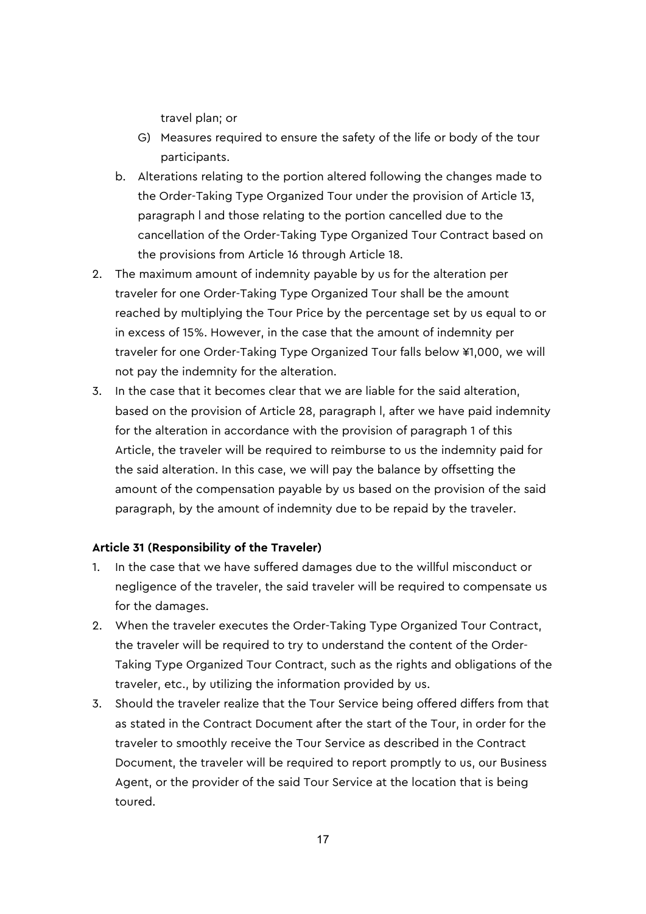travel plan; or

G) Measures required to ensure the safety of the life or body of the tour participants.

b. Alterations relating to the portion altered following the changes made to the Order-Taking Type Organized Tour under the provision of Article 13, paragraph l and those relating to the portion cancelled due to the cancellation of the Order-Taking Type Organized Tour Contract based on the provisions from Article 16 through Article 18.

2. The maximum amount of indemnity payable by us for the alteration per traveler for one Order-Taking Type Organized Tour shall be the amount reached by multiplying the Tour Price by the percentage set by us equal to or in excess of 15%. However, in the case that the amount of indemnity per traveler for one Order-Taking Type Organized Tour falls below ¥1,000, we will not pay the indemnity for the alteration.
3. In the case that it becomes clear that we are liable for the said alteration, based on the provision of Article 28, paragraph l, after we have paid indemnity for the alteration in accordance with the provision of paragraph 1 of this Article, the traveler will be required to reimburse to us the indemnity paid for the said alteration. In this case, we will pay the balance by offsetting the amount of the compensation payable by us based on the provision of the said paragraph, by the amount of indemnity due to be repaid by the traveler.

**Article 31 (Responsibility of the Traveler)**

1. In the case that we have suffered damages due to the willful misconduct or negligence of the traveler, the said traveler will be required to compensate us for the damages.
2. When the traveler executes the Order-Taking Type Organized Tour Contract, the traveler will be required to try to understand the content of the Order-Taking Type Organized Tour Contract, such as the rights and obligations of the traveler, etc., by utilizing the information provided by us.
3. Should the traveler realize that the Tour Service being offered differs from that as stated in the Contract Document after the start of the Tour, in order for the traveler to smoothly receive the Tour Service as described in the Contract Document, the traveler will be required to report promptly to us, our Business Agent, or the provider of the said Tour Service at the location that is being toured.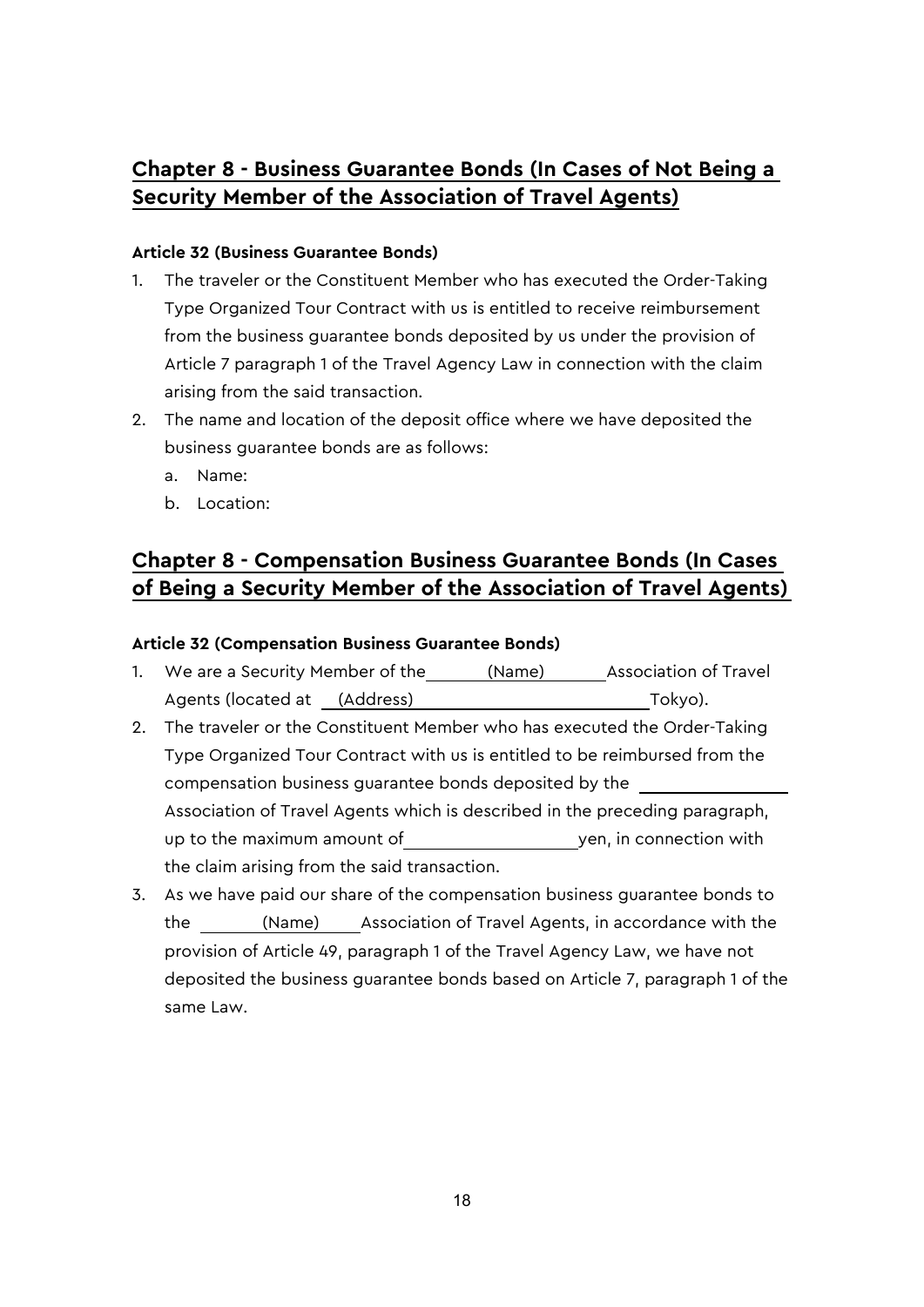## Chapter 8 - Business Guarantee Bonds (In Cases of Not Being a Security Member of the Association of Travel Agents)

**Article 32 (Business Guarantee Bonds)**

1. The traveler or the Constituent Member who has executed the Order-Taking Type Organized Tour Contract with us is entitled to receive reimbursement from the business guarantee bonds deposited by us under the provision of Article 7 paragraph 1 of the Travel Agency Law in connection with the claim arising from the said transaction.
2. The name and location of the deposit office where we have deposited the business guarantee bonds are as follows:
   a. Name:
   b. Location:

## Chapter 8 - Compensation Business Guarantee Bonds (In Cases of Being a Security Member of the Association of Travel Agents)

**Article 32 (Compensation Business Guarantee Bonds)**

1. We are a Security Member of the ______(Name)______ Association of Travel Agents (located at __(Address)________________________ Tokyo).
2. The traveler or the Constituent Member who has executed the Order-Taking Type Organized Tour Contract with us is entitled to be reimbursed from the compensation business guarantee bonds deposited by the ________________ Association of Travel Agents which is described in the preceding paragraph, up to the maximum amount of __________________ yen, in connection with the claim arising from the said transaction.
3. As we have paid our share of the compensation business guarantee bonds to the ______(Name)______ Association of Travel Agents, in accordance with the provision of Article 49, paragraph 1 of the Travel Agency Law, we have not deposited the business guarantee bonds based on Article 7, paragraph 1 of the same Law.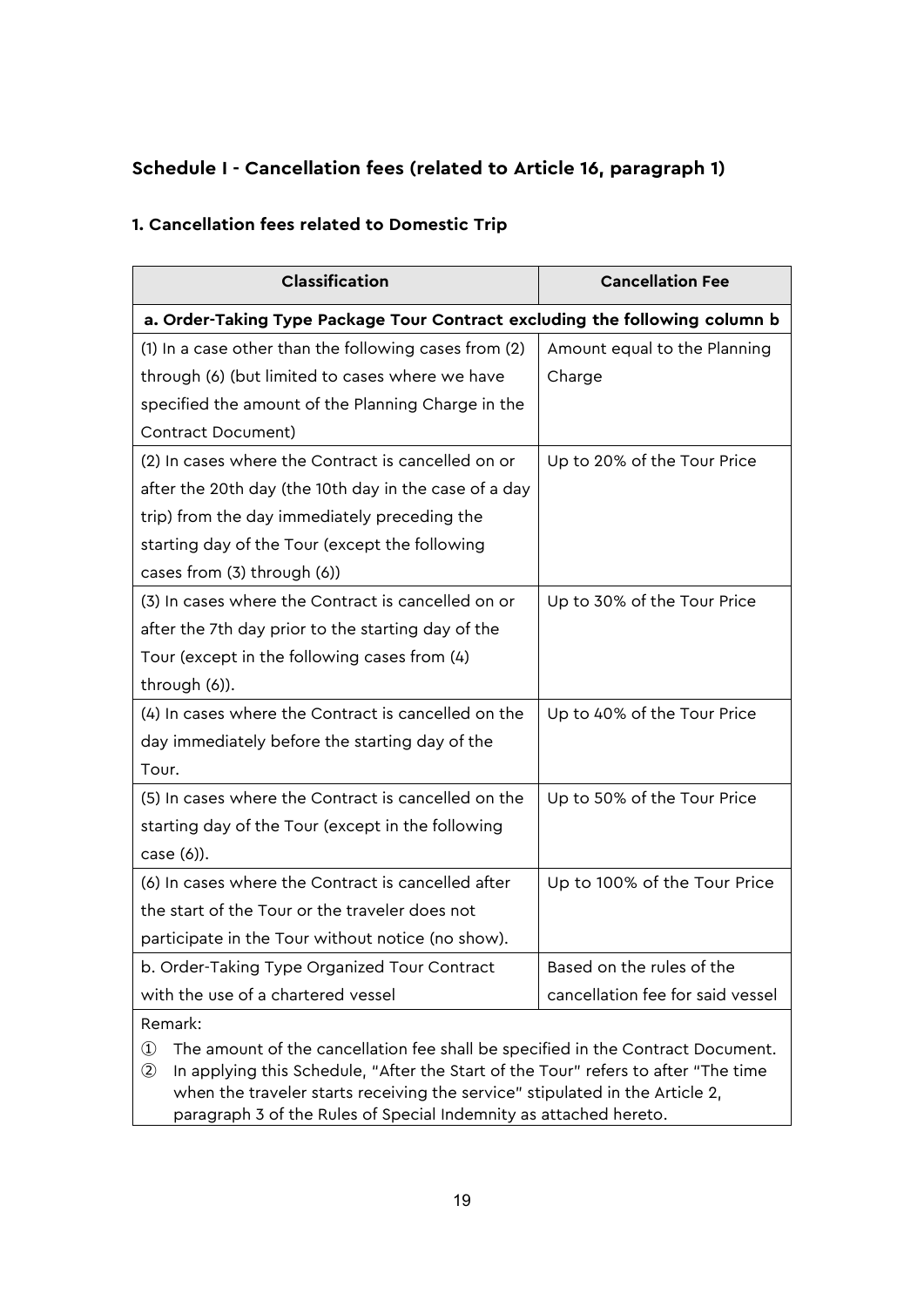## Schedule I - Cancellation fees (related to Article 16, paragraph 1)

### 1. Cancellation fees related to Domestic Trip

| Classification | Cancellation Fee |
|---|---|
| **a. Order-Taking Type Package Tour Contract excluding the following column b** | |
| (1) In a case other than the following cases from (2) through (6) (but limited to cases where we have specified the amount of the Planning Charge in the Contract Document) | Amount equal to the Planning Charge |
| (2) In cases where the Contract is cancelled on or after the 20th day (the 10th day in the case of a day trip) from the day immediately preceding the starting day of the Tour (except the following cases from (3) through (6)) | Up to 20% of the Tour Price |
| (3) In cases where the Contract is cancelled on or after the 7th day prior to the starting day of the Tour (except in the following cases from (4) through (6)). | Up to 30% of the Tour Price |
| (4) In cases where the Contract is cancelled on the day immediately before the starting day of the Tour. | Up to 40% of the Tour Price |
| (5) In cases where the Contract is cancelled on the starting day of the Tour (except in the following case (6)). | Up to 50% of the Tour Price |
| (6) In cases where the Contract is cancelled after the start of the Tour or the traveler does not participate in the Tour without notice (no show). | Up to 100% of the Tour Price |
| b. Order-Taking Type Organized Tour Contract with the use of a chartered vessel | Based on the rules of the cancellation fee for said vessel |

Remark:

① The amount of the cancellation fee shall be specified in the Contract Document.

② In applying this Schedule, "After the Start of the Tour" refers to after "The time when the traveler starts receiving the service" stipulated in the Article 2, paragraph 3 of the Rules of Special Indemnity as attached hereto.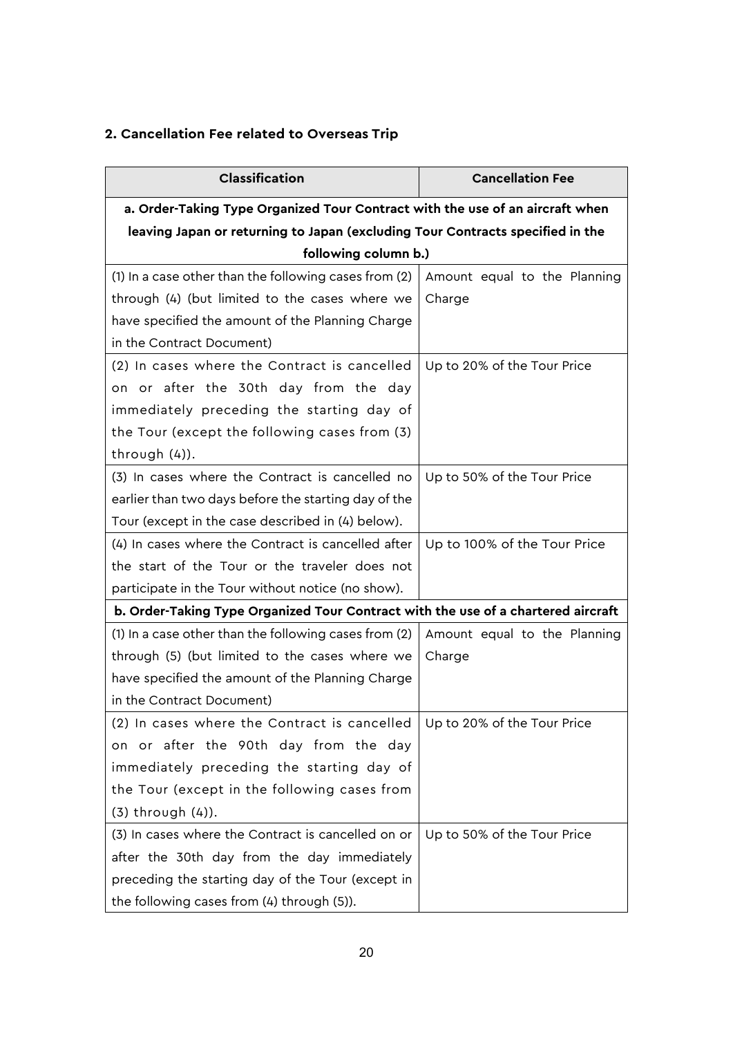## 2. Cancellation Fee related to Overseas Trip

| Classification | Cancellation Fee |
| --- | --- |
| **a. Order-Taking Type Organized Tour Contract with the use of an aircraft when leaving Japan or returning to Japan (excluding Tour Contracts specified in the following column b.)** | |
| (1) In a case other than the following cases from (2) through (4) (but limited to the cases where we have specified the amount of the Planning Charge in the Contract Document) | Amount equal to the Planning Charge |
| (2) In cases where the Contract is cancelled on or after the 30th day from the day immediately preceding the starting day of the Tour (except the following cases from (3) through (4)). | Up to 20% of the Tour Price |
| (3) In cases where the Contract is cancelled no earlier than two days before the starting day of the Tour (except in the case described in (4) below). | Up to 50% of the Tour Price |
| (4) In cases where the Contract is cancelled after the start of the Tour or the traveler does not participate in the Tour without notice (no show). | Up to 100% of the Tour Price |
| **b. Order-Taking Type Organized Tour Contract with the use of a chartered aircraft** | |
| (1) In a case other than the following cases from (2) through (5) (but limited to the cases where we have specified the amount of the Planning Charge in the Contract Document) | Amount equal to the Planning Charge |
| (2) In cases where the Contract is cancelled on or after the 90th day from the day immediately preceding the starting day of the Tour (except in the following cases from (3) through (4)). | Up to 20% of the Tour Price |
| (3) In cases where the Contract is cancelled on or after the 30th day from the day immediately preceding the starting day of the Tour (except in the following cases from (4) through (5)). | Up to 50% of the Tour Price |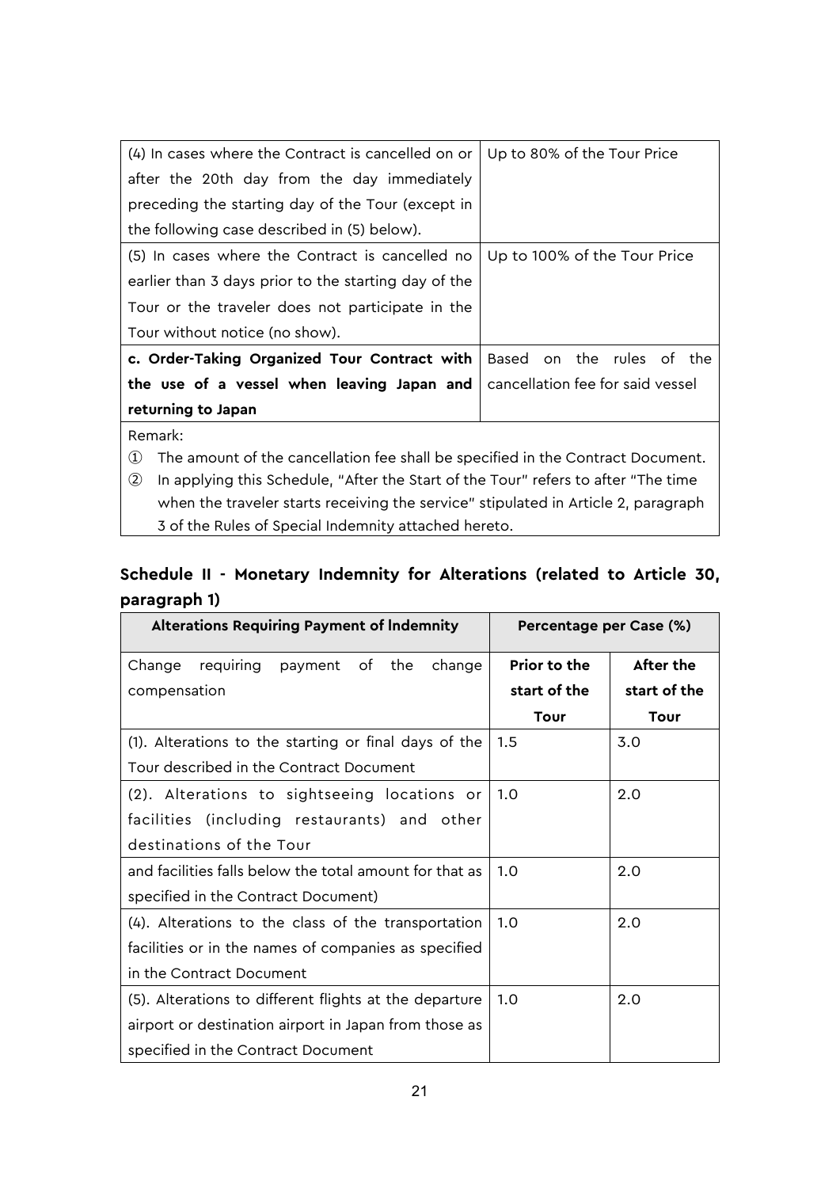| | |
|---|---|
| (4) In cases where the Contract is cancelled on or after the 20th day from the day immediately preceding the starting day of the Tour (except in the following case described in (5) below). | Up to 80% of the Tour Price |
| (5) In cases where the Contract is cancelled no earlier than 3 days prior to the starting day of the Tour or the traveler does not participate in the Tour without notice (no show). | Up to 100% of the Tour Price |
| **c. Order-Taking Organized Tour Contract with the use of a vessel when leaving Japan and returning to Japan** | Based on the rules of the cancellation fee for said vessel |

Remark:

① The amount of the cancellation fee shall be specified in the Contract Document.

② In applying this Schedule, "After the Start of the Tour" refers to after "The time when the traveler starts receiving the service" stipulated in Article 2, paragraph 3 of the Rules of Special Indemnity attached hereto.

## Schedule II - Monetary Indemnity for Alterations (related to Article 30, paragraph 1)

| Alterations Requiring Payment of Indemnity | Percentage per Case (%) | |
|---|---|---|
| Change requiring payment of the change compensation | **Prior to the start of the Tour** | **After the start of the Tour** |
| (1). Alterations to the starting or final days of the Tour described in the Contract Document | 1.5 | 3.0 |
| (2). Alterations to sightseeing locations or facilities (including restaurants) and other destinations of the Tour | 1.0 | 2.0 |
| and facilities falls below the total amount for that as specified in the Contract Document) | 1.0 | 2.0 |
| (4). Alterations to the class of the transportation facilities or in the names of companies as specified in the Contract Document | 1.0 | 2.0 |
| (5). Alterations to different flights at the departure airport or destination airport in Japan from those as specified in the Contract Document | 1.0 | 2.0 |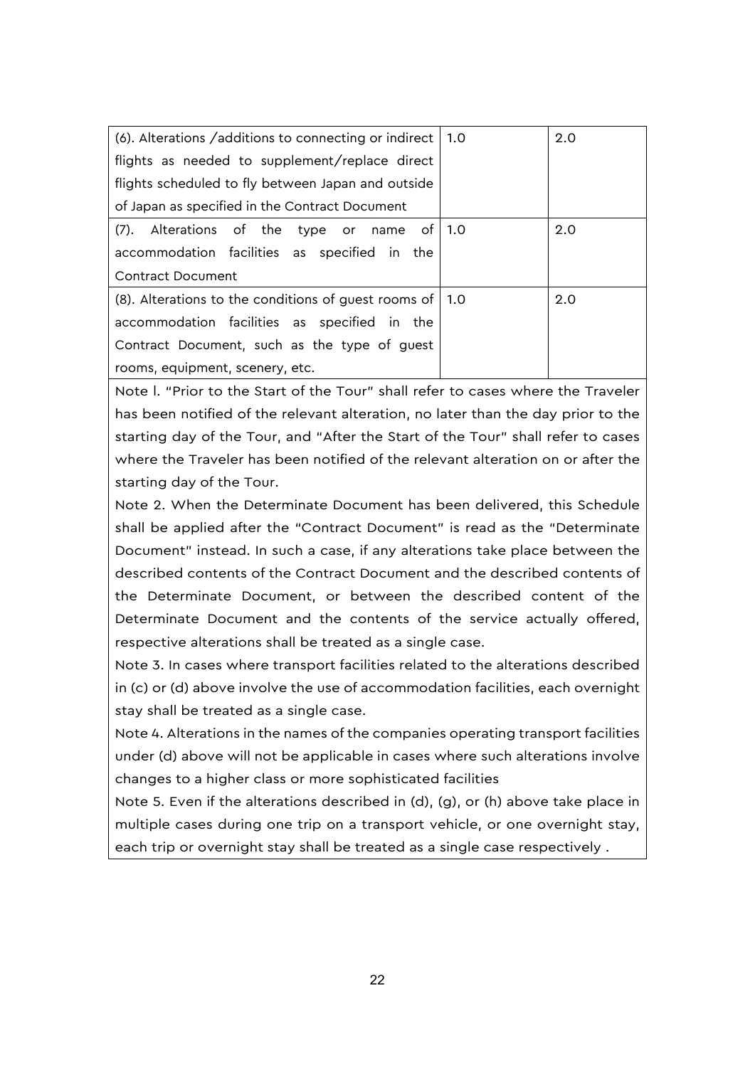| | | |
|---|---|---|
| (6). Alterations /additions to connecting or indirect flights as needed to supplement/replace direct flights scheduled to fly between Japan and outside of Japan as specified in the Contract Document | 1.0 | 2.0 |
| (7). Alterations of the type or name of accommodation facilities as specified in the Contract Document | 1.0 | 2.0 |
| (8). Alterations to the conditions of guest rooms of accommodation facilities as specified in the Contract Document, such as the type of guest rooms, equipment, scenery, etc. | 1.0 | 2.0 |

Note l. "Prior to the Start of the Tour" shall refer to cases where the Traveler has been notified of the relevant alteration, no later than the day prior to the starting day of the Tour, and "After the Start of the Tour" shall refer to cases where the Traveler has been notified of the relevant alteration on or after the starting day of the Tour.

Note 2. When the Determinate Document has been delivered, this Schedule shall be applied after the "Contract Document" is read as the "Determinate Document" instead. In such a case, if any alterations take place between the described contents of the Contract Document and the described contents of the Determinate Document, or between the described content of the Determinate Document and the contents of the service actually offered, respective alterations shall be treated as a single case.

Note 3. In cases where transport facilities related to the alterations described in (c) or (d) above involve the use of accommodation facilities, each overnight stay shall be treated as a single case.

Note 4. Alterations in the names of the companies operating transport facilities under (d) above will not be applicable in cases where such alterations involve changes to a higher class or more sophisticated facilities

Note 5. Even if the alterations described in (d), (g), or (h) above take place in multiple cases during one trip on a transport vehicle, or one overnight stay, each trip or overnight stay shall be treated as a single case respectively .